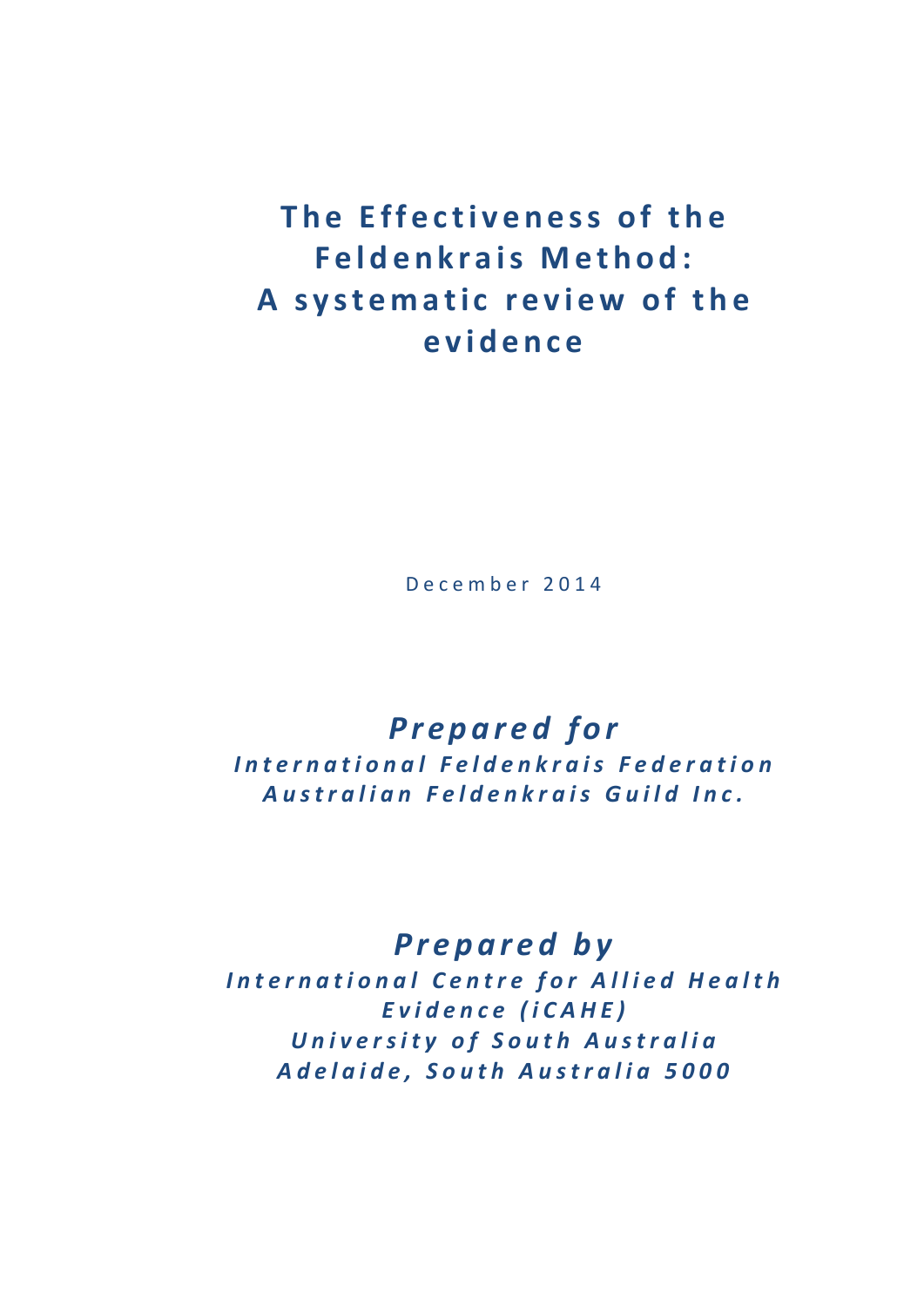# The Effectiveness of the Feldenkrais Method: A systematic review of the evidence

December 2014

## *Prepared for*

***International Feldenkrais Federation***
***Australian Feldenkrais Guild Inc.***

## *Prepared by*

***International Centre for Allied Health Evidence (iCAHE)***
***University of South Australia***
***Adelaide, South Australia 5000***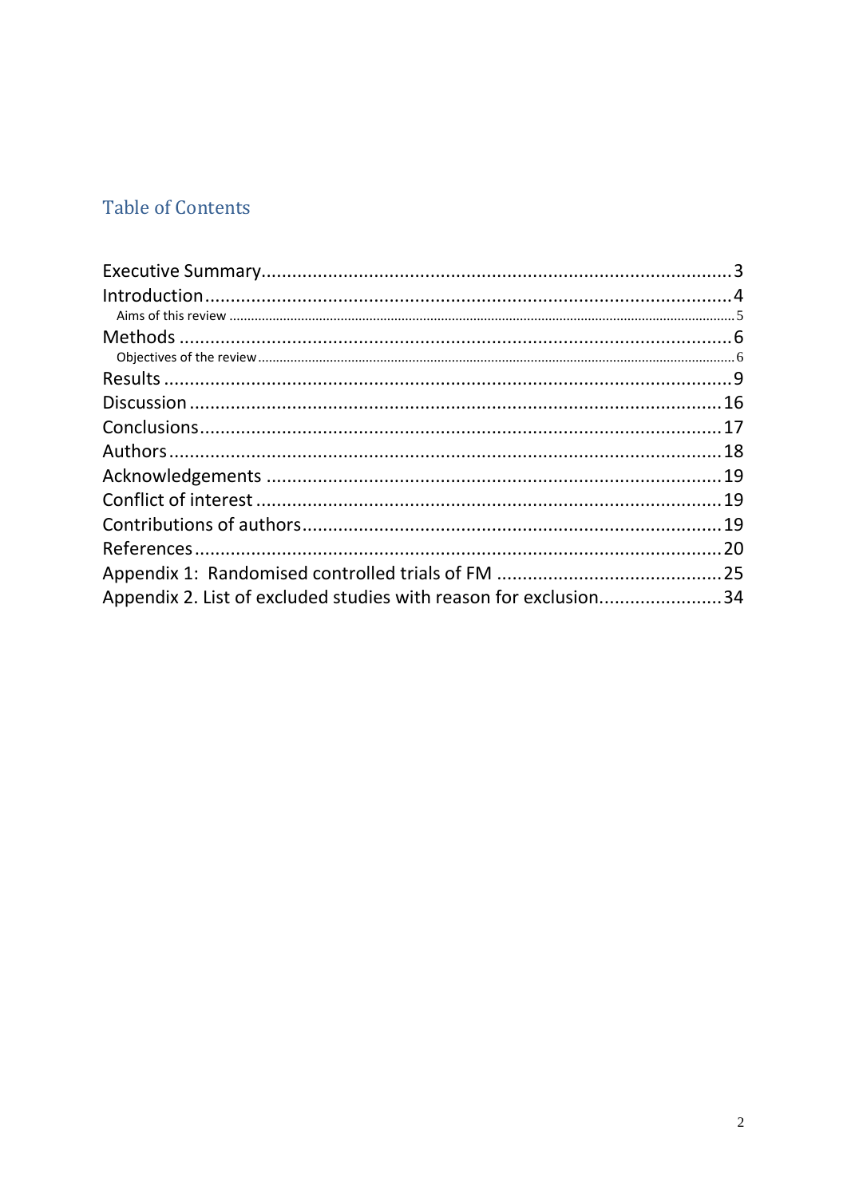## Table of Contents

Executive Summary........................................................................................3
Introduction....................................................................................................4
- Aims of this review ............................................................................................5

Methods ..........................................................................................................6
- Objectives of the review .....................................................................................6

Results ............................................................................................................9
Discussion ....................................................................................................16
Conclusions..................................................................................................17
Authors ..........................................................................................................18
Acknowledgements .......................................................................................19
Conflict of interest ..........................................................................................19
Contributions of authors................................................................................19
References.....................................................................................................20
Appendix 1: Randomised controlled trials of FM ...........................................25
Appendix 2. List of excluded studies with reason for exclusion......................34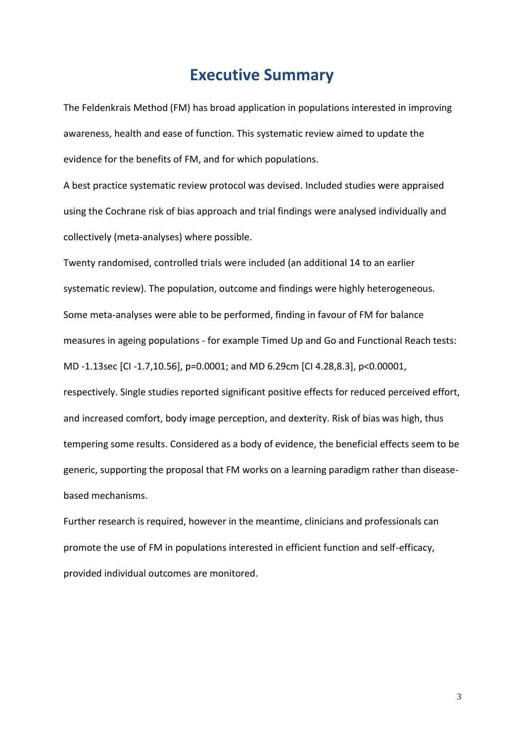# Executive Summary

The Feldenkrais Method (FM) has broad application in populations interested in improving awareness, health and ease of function. This systematic review aimed to update the evidence for the benefits of FM, and for which populations.

A best practice systematic review protocol was devised. Included studies were appraised using the Cochrane risk of bias approach and trial findings were analysed individually and collectively (meta-analyses) where possible.

Twenty randomised, controlled trials were included (an additional 14 to an earlier systematic review). The population, outcome and findings were highly heterogeneous. Some meta-analyses were able to be performed, finding in favour of FM for balance measures in ageing populations - for example Timed Up and Go and Functional Reach tests: MD -1.13sec [CI -1.7,10.56], p=0.0001; and MD 6.29cm [CI 4.28,8.3], p<0.00001, respectively. Single studies reported significant positive effects for reduced perceived effort, and increased comfort, body image perception, and dexterity. Risk of bias was high, thus tempering some results. Considered as a body of evidence, the beneficial effects seem to be generic, supporting the proposal that FM works on a learning paradigm rather than disease-based mechanisms.

Further research is required, however in the meantime, clinicians and professionals can promote the use of FM in populations interested in efficient function and self-efficacy, provided individual outcomes are monitored.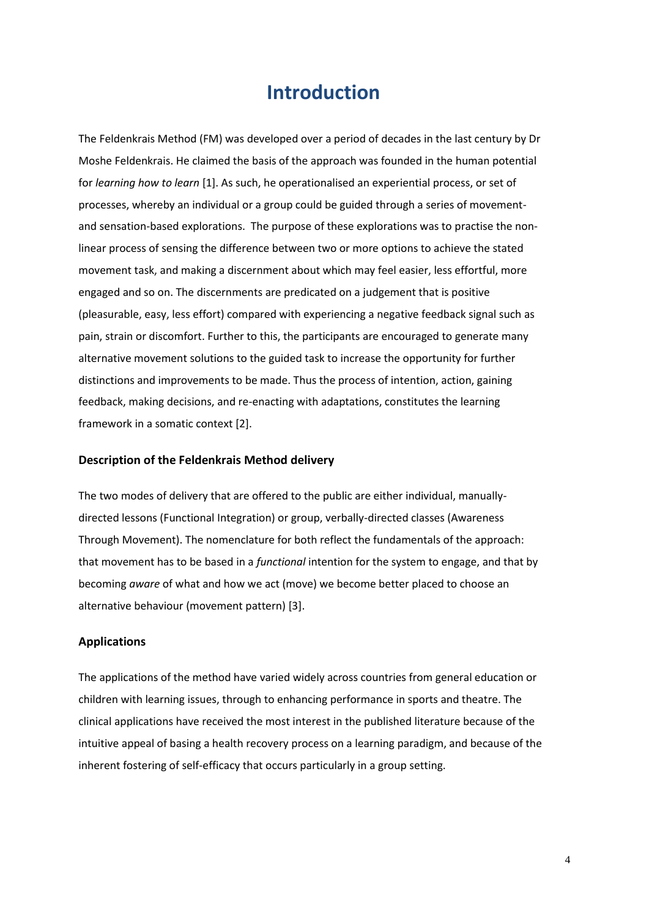# Introduction

The Feldenkrais Method (FM) was developed over a period of decades in the last century by Dr Moshe Feldenkrais. He claimed the basis of the approach was founded in the human potential for *learning how to learn* [1]. As such, he operationalised an experiential process, or set of processes, whereby an individual or a group could be guided through a series of movement- and sensation-based explorations. The purpose of these explorations was to practise the non-linear process of sensing the difference between two or more options to achieve the stated movement task, and making a discernment about which may feel easier, less effortful, more engaged and so on. The discernments are predicated on a judgement that is positive (pleasurable, easy, less effort) compared with experiencing a negative feedback signal such as pain, strain or discomfort. Further to this, the participants are encouraged to generate many alternative movement solutions to the guided task to increase the opportunity for further distinctions and improvements to be made. Thus the process of intention, action, gaining feedback, making decisions, and re-enacting with adaptations, constitutes the learning framework in a somatic context [2].

### Description of the Feldenkrais Method delivery

The two modes of delivery that are offered to the public are either individual, manually-directed lessons (Functional Integration) or group, verbally-directed classes (Awareness Through Movement). The nomenclature for both reflect the fundamentals of the approach: that movement has to be based in a *functional* intention for the system to engage, and that by becoming *aware* of what and how we act (move) we become better placed to choose an alternative behaviour (movement pattern) [3].

### Applications

The applications of the method have varied widely across countries from general education or children with learning issues, through to enhancing performance in sports and theatre. The clinical applications have received the most interest in the published literature because of the intuitive appeal of basing a health recovery process on a learning paradigm, and because of the inherent fostering of self-efficacy that occurs particularly in a group setting.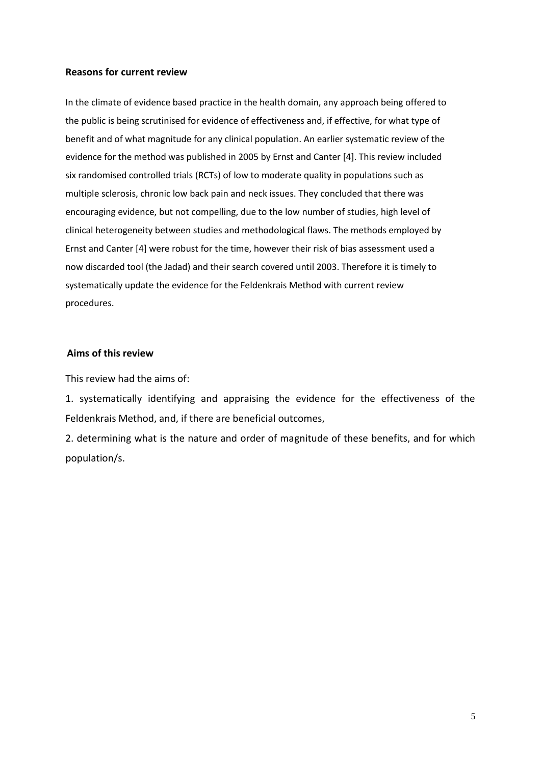### Reasons for current review

In the climate of evidence based practice in the health domain, any approach being offered to the public is being scrutinised for evidence of effectiveness and, if effective, for what type of benefit and of what magnitude for any clinical population. An earlier systematic review of the evidence for the method was published in 2005 by Ernst and Canter [4]. This review included six randomised controlled trials (RCTs) of low to moderate quality in populations such as multiple sclerosis, chronic low back pain and neck issues. They concluded that there was encouraging evidence, but not compelling, due to the low number of studies, high level of clinical heterogeneity between studies and methodological flaws. The methods employed by Ernst and Canter [4] were robust for the time, however their risk of bias assessment used a now discarded tool (the Jadad) and their search covered until 2003. Therefore it is timely to systematically update the evidence for the Feldenkrais Method with current review procedures.

### Aims of this review

This review had the aims of:

1. systematically identifying and appraising the evidence for the effectiveness of the Feldenkrais Method, and, if there are beneficial outcomes,
2. determining what is the nature and order of magnitude of these benefits, and for which population/s.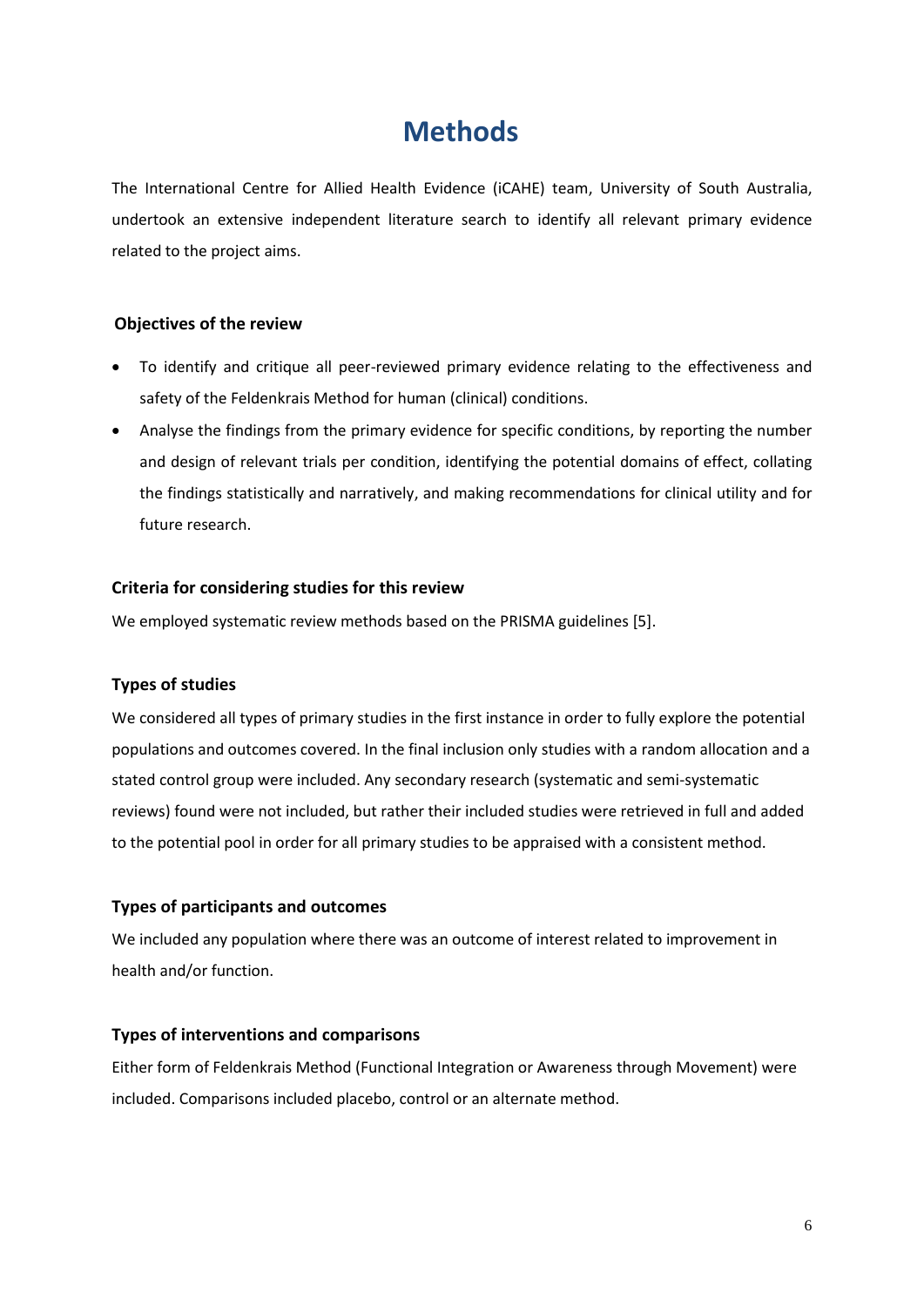# Methods

The International Centre for Allied Health Evidence (iCAHE) team, University of South Australia, undertook an extensive independent literature search to identify all relevant primary evidence related to the project aims.

### Objectives of the review

- To identify and critique all peer-reviewed primary evidence relating to the effectiveness and safety of the Feldenkrais Method for human (clinical) conditions.
- Analyse the findings from the primary evidence for specific conditions, by reporting the number and design of relevant trials per condition, identifying the potential domains of effect, collating the findings statistically and narratively, and making recommendations for clinical utility and for future research.

### Criteria for considering studies for this review

We employed systematic review methods based on the PRISMA guidelines [5].

### Types of studies

We considered all types of primary studies in the first instance in order to fully explore the potential populations and outcomes covered. In the final inclusion only studies with a random allocation and a stated control group were included. Any secondary research (systematic and semi-systematic reviews) found were not included, but rather their included studies were retrieved in full and added to the potential pool in order for all primary studies to be appraised with a consistent method.

### Types of participants and outcomes

We included any population where there was an outcome of interest related to improvement in health and/or function.

### Types of interventions and comparisons

Either form of Feldenkrais Method (Functional Integration or Awareness through Movement) were included. Comparisons included placebo, control or an alternate method.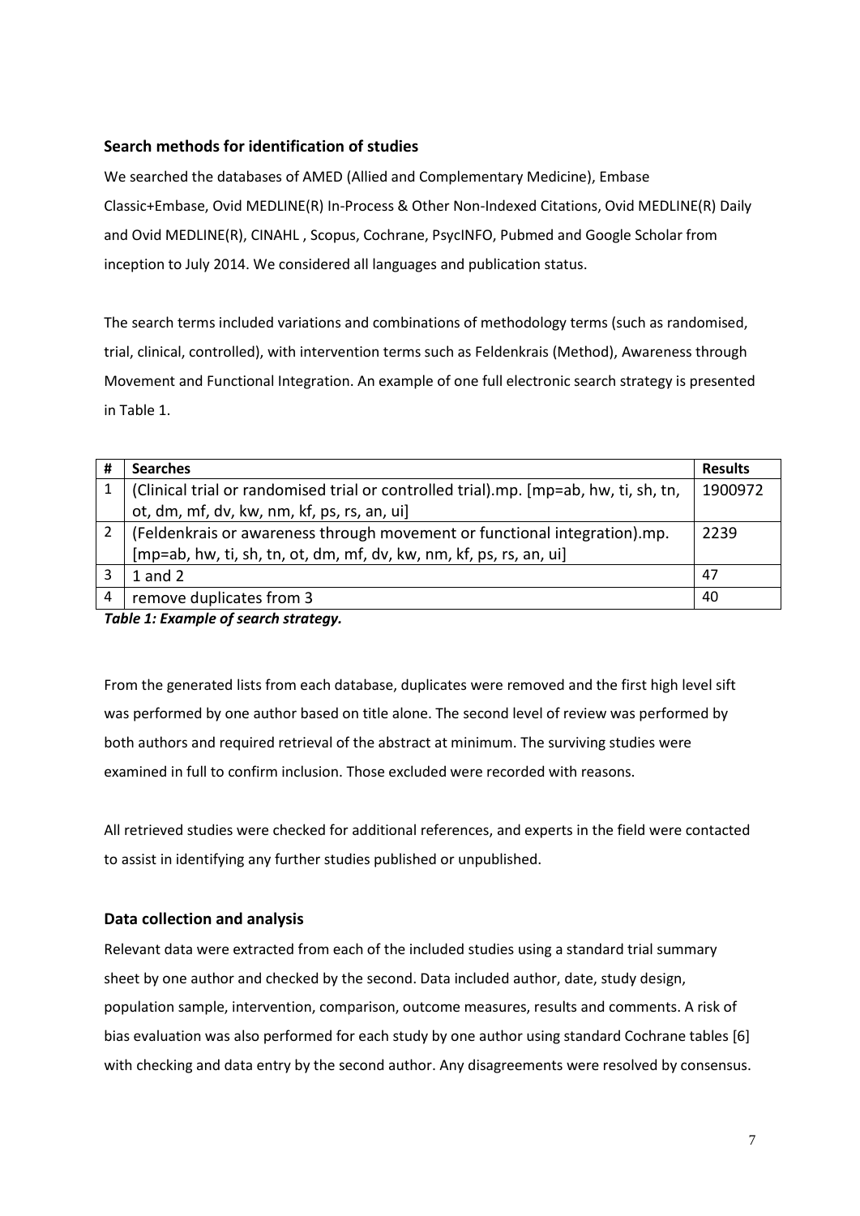### Search methods for identification of studies

We searched the databases of AMED (Allied and Complementary Medicine), Embase Classic+Embase, Ovid MEDLINE(R) In-Process & Other Non-Indexed Citations, Ovid MEDLINE(R) Daily and Ovid MEDLINE(R), CINAHL , Scopus, Cochrane, PsycINFO, Pubmed and Google Scholar from inception to July 2014. We considered all languages and publication status.

The search terms included variations and combinations of methodology terms (such as randomised, trial, clinical, controlled), with intervention terms such as Feldenkrais (Method), Awareness through Movement and Functional Integration. An example of one full electronic search strategy is presented in Table 1.

| # | Searches | Results |
|---|---|---|
| 1 | (Clinical trial or randomised trial or controlled trial).mp. [mp=ab, hw, ti, sh, tn, ot, dm, mf, dv, kw, nm, kf, ps, rs, an, ui] | 1900972 |
| 2 | (Feldenkrais or awareness through movement or functional integration).mp. [mp=ab, hw, ti, sh, tn, ot, dm, mf, dv, kw, nm, kf, ps, rs, an, ui] | 2239 |
| 3 | 1 and 2 | 47 |
| 4 | remove duplicates from 3 | 40 |

***Table 1: Example of search strategy.***

From the generated lists from each database, duplicates were removed and the first high level sift was performed by one author based on title alone. The second level of review was performed by both authors and required retrieval of the abstract at minimum. The surviving studies were examined in full to confirm inclusion. Those excluded were recorded with reasons.

All retrieved studies were checked for additional references, and experts in the field were contacted to assist in identifying any further studies published or unpublished.

### Data collection and analysis

Relevant data were extracted from each of the included studies using a standard trial summary sheet by one author and checked by the second. Data included author, date, study design, population sample, intervention, comparison, outcome measures, results and comments. A risk of bias evaluation was also performed for each study by one author using standard Cochrane tables [6] with checking and data entry by the second author. Any disagreements were resolved by consensus.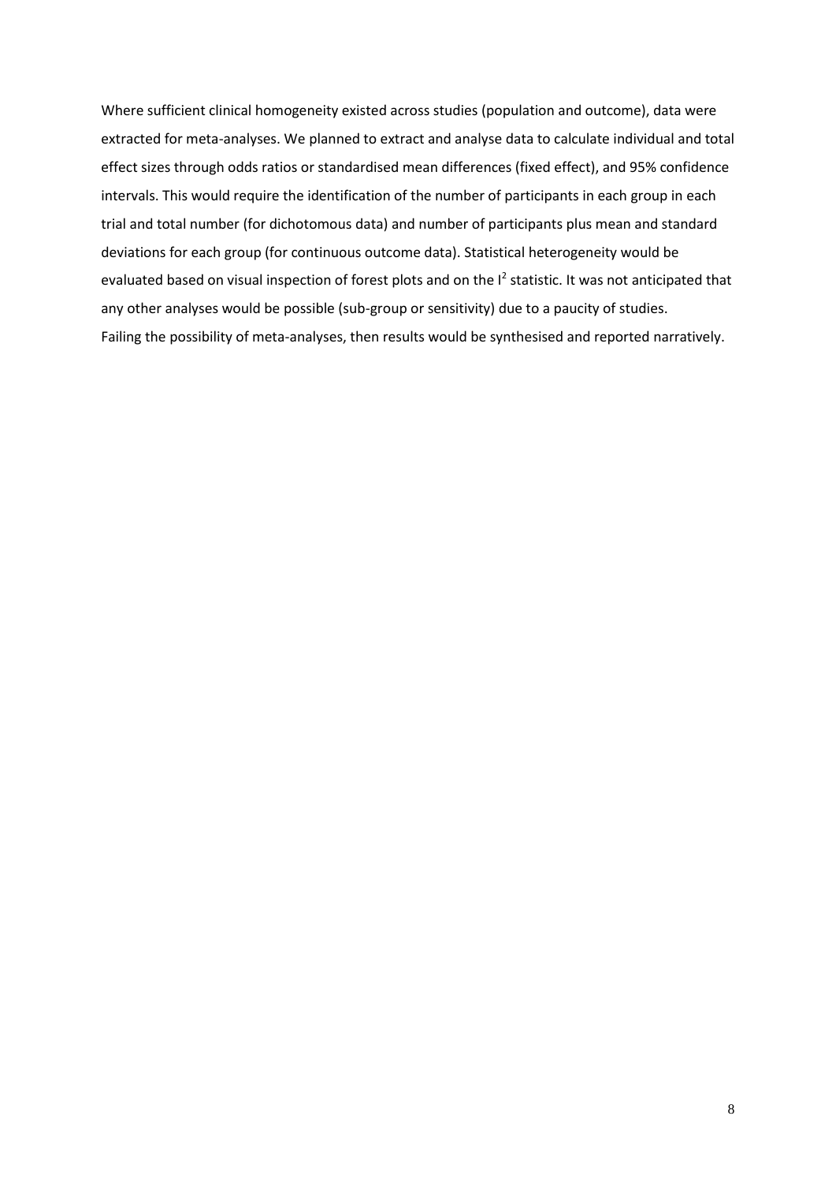Where sufficient clinical homogeneity existed across studies (population and outcome), data were extracted for meta-analyses. We planned to extract and analyse data to calculate individual and total effect sizes through odds ratios or standardised mean differences (fixed effect), and 95% confidence intervals. This would require the identification of the number of participants in each group in each trial and total number (for dichotomous data) and number of participants plus mean and standard deviations for each group (for continuous outcome data). Statistical heterogeneity would be evaluated based on visual inspection of forest plots and on the $I^2$ statistic. It was not anticipated that any other analyses would be possible (sub-group or sensitivity) due to a paucity of studies.
Failing the possibility of meta-analyses, then results would be synthesised and reported narratively.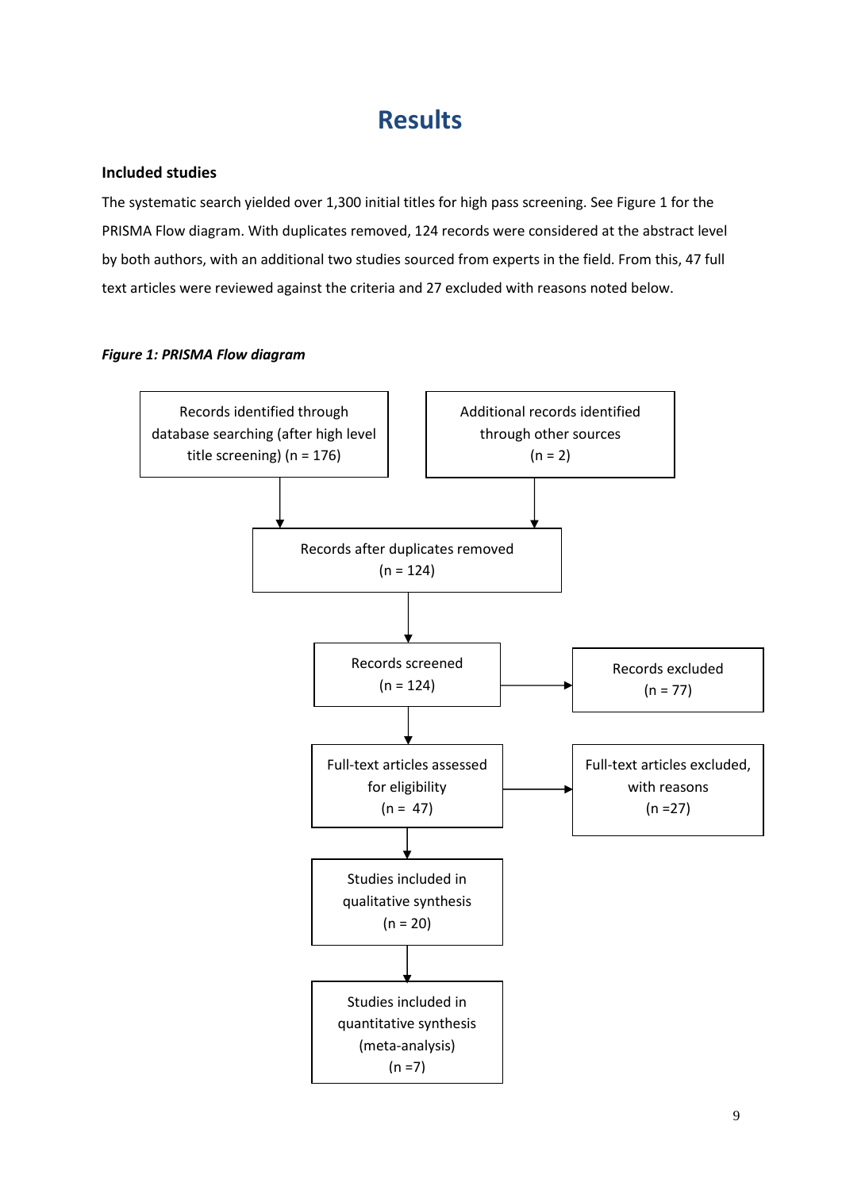# Results

### Included studies

The systematic search yielded over 1,300 initial titles for high pass screening. See Figure 1 for the PRISMA Flow diagram. With duplicates removed, 124 records were considered at the abstract level by both authors, with an additional two studies sourced from experts in the field. From this, 47 full text articles were reviewed against the criteria and 27 excluded with reasons noted below.

***Figure 1: PRISMA Flow diagram***

Records identified through database searching (after high level title screening) (n = 176)

Additional records identified through other sources (n = 2)

Records after duplicates removed (n = 124)

Records screened (n = 124)

Records excluded (n = 77)

Full-text articles assessed for eligibility (n = 47)

Full-text articles excluded, with reasons (n =27)

Studies included in qualitative synthesis (n = 20)

Studies included in quantitative synthesis (meta-analysis) (n =7)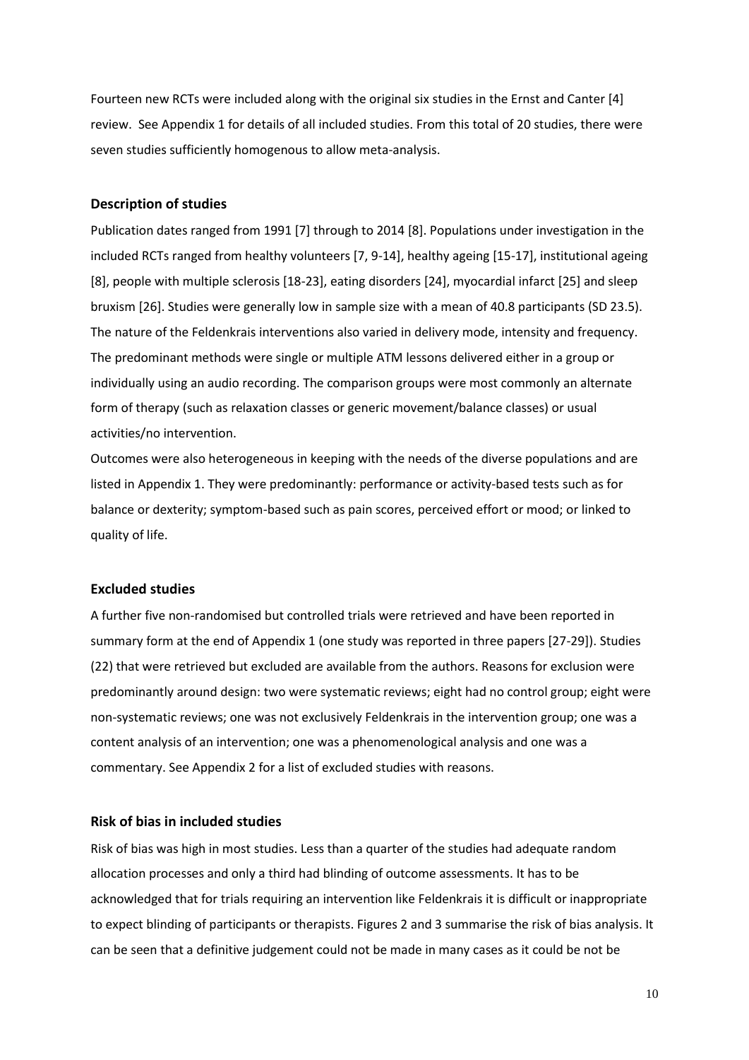Fourteen new RCTs were included along with the original six studies in the Ernst and Canter [4] review. See Appendix 1 for details of all included studies. From this total of 20 studies, there were seven studies sufficiently homogenous to allow meta-analysis.

### Description of studies

Publication dates ranged from 1991 [7] through to 2014 [8]. Populations under investigation in the included RCTs ranged from healthy volunteers [7, 9-14], healthy ageing [15-17], institutional ageing [8], people with multiple sclerosis [18-23], eating disorders [24], myocardial infarct [25] and sleep bruxism [26]. Studies were generally low in sample size with a mean of 40.8 participants (SD 23.5). The nature of the Feldenkrais interventions also varied in delivery mode, intensity and frequency. The predominant methods were single or multiple ATM lessons delivered either in a group or individually using an audio recording. The comparison groups were most commonly an alternate form of therapy (such as relaxation classes or generic movement/balance classes) or usual activities/no intervention.

Outcomes were also heterogeneous in keeping with the needs of the diverse populations and are listed in Appendix 1. They were predominantly: performance or activity-based tests such as for balance or dexterity; symptom-based such as pain scores, perceived effort or mood; or linked to quality of life.

### Excluded studies

A further five non-randomised but controlled trials were retrieved and have been reported in summary form at the end of Appendix 1 (one study was reported in three papers [27-29]). Studies (22) that were retrieved but excluded are available from the authors. Reasons for exclusion were predominantly around design: two were systematic reviews; eight had no control group; eight were non-systematic reviews; one was not exclusively Feldenkrais in the intervention group; one was a content analysis of an intervention; one was a phenomenological analysis and one was a commentary. See Appendix 2 for a list of excluded studies with reasons.

### Risk of bias in included studies

Risk of bias was high in most studies. Less than a quarter of the studies had adequate random allocation processes and only a third had blinding of outcome assessments. It has to be acknowledged that for trials requiring an intervention like Feldenkrais it is difficult or inappropriate to expect blinding of participants or therapists. Figures 2 and 3 summarise the risk of bias analysis. It can be seen that a definitive judgement could not be made in many cases as it could be not be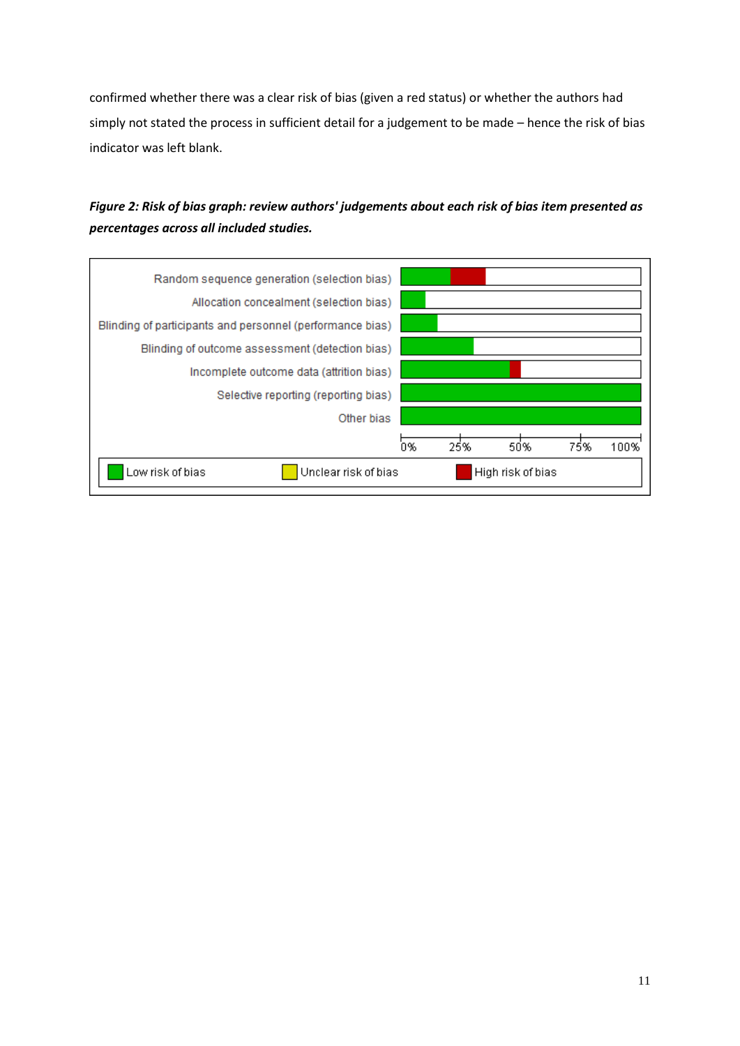confirmed whether there was a clear risk of bias (given a red status) or whether the authors had simply not stated the process in sufficient detail for a judgement to be made – hence the risk of bias indicator was left blank.

***Figure 2: Risk of bias graph: review authors' judgements about each risk of bias item presented as percentages across all included studies.***

Random sequence generation (selection bias)
Allocation concealment (selection bias)
Blinding of participants and personnel (performance bias)
Blinding of outcome assessment (detection bias)
Incomplete outcome data (attrition bias)
Selective reporting (reporting bias)
Other bias

0% 25% 50% 75% 100%

Low risk of bias | Unclear risk of bias | High risk of bias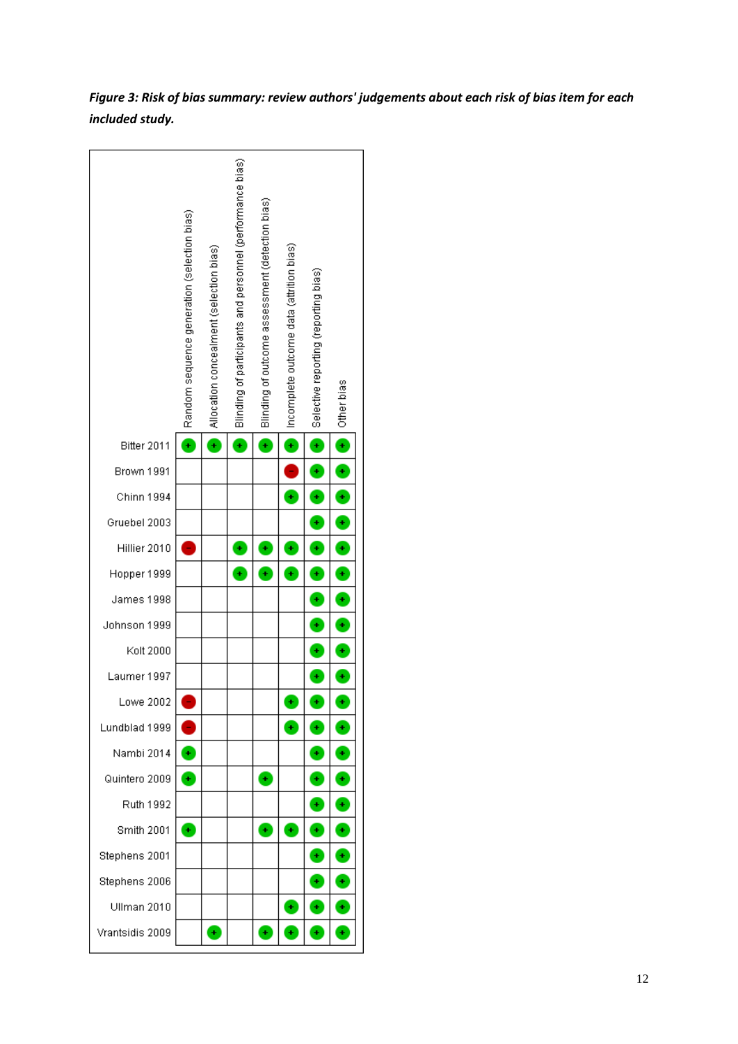***Figure 3: Risk of bias summary: review authors' judgements about each risk of bias item for each included study.***

| | Random sequence generation (selection bias) | Allocation concealment (selection bias) | Blinding of participants and personnel (performance bias) | Blinding of outcome assessment (detection bias) | Incomplete outcome data (attrition bias) | Selective reporting (reporting bias) | Other bias |
|---|---|---|---|---|---|---|---|
| Bitter 2011 | + | + | + | + | + | + | + |
| Brown 1991 | | | | | − | + | + |
| Chinn 1994 | | | | | + | + | + |
| Gruebel 2003 | | | | | | + | + |
| Hillier 2010 | − | | + | + | + | + | + |
| Hopper 1999 | | | + | + | + | + | + |
| James 1998 | | | | | | + | + |
| Johnson 1999 | | | | | | + | + |
| Kolt 2000 | | | | | | + | + |
| Laumer 1997 | | | | | | + | + |
| Lowe 2002 | − | | | | + | + | + |
| Lundblad 1999 | − | | | | + | + | + |
| Nambi 2014 | + | | | | | + | + |
| Quintero 2009 | + | | | + | | + | + |
| Ruth 1992 | | | | | | + | + |
| Smith 2001 | + | | | + | + | + | + |
| Stephens 2001 | | | | | | + | + |
| Stephens 2006 | | | | | | + | + |
| Ullman 2010 | | | | | + | + | + |
| Vrantsidis 2009 | | + | | + | + | + | + |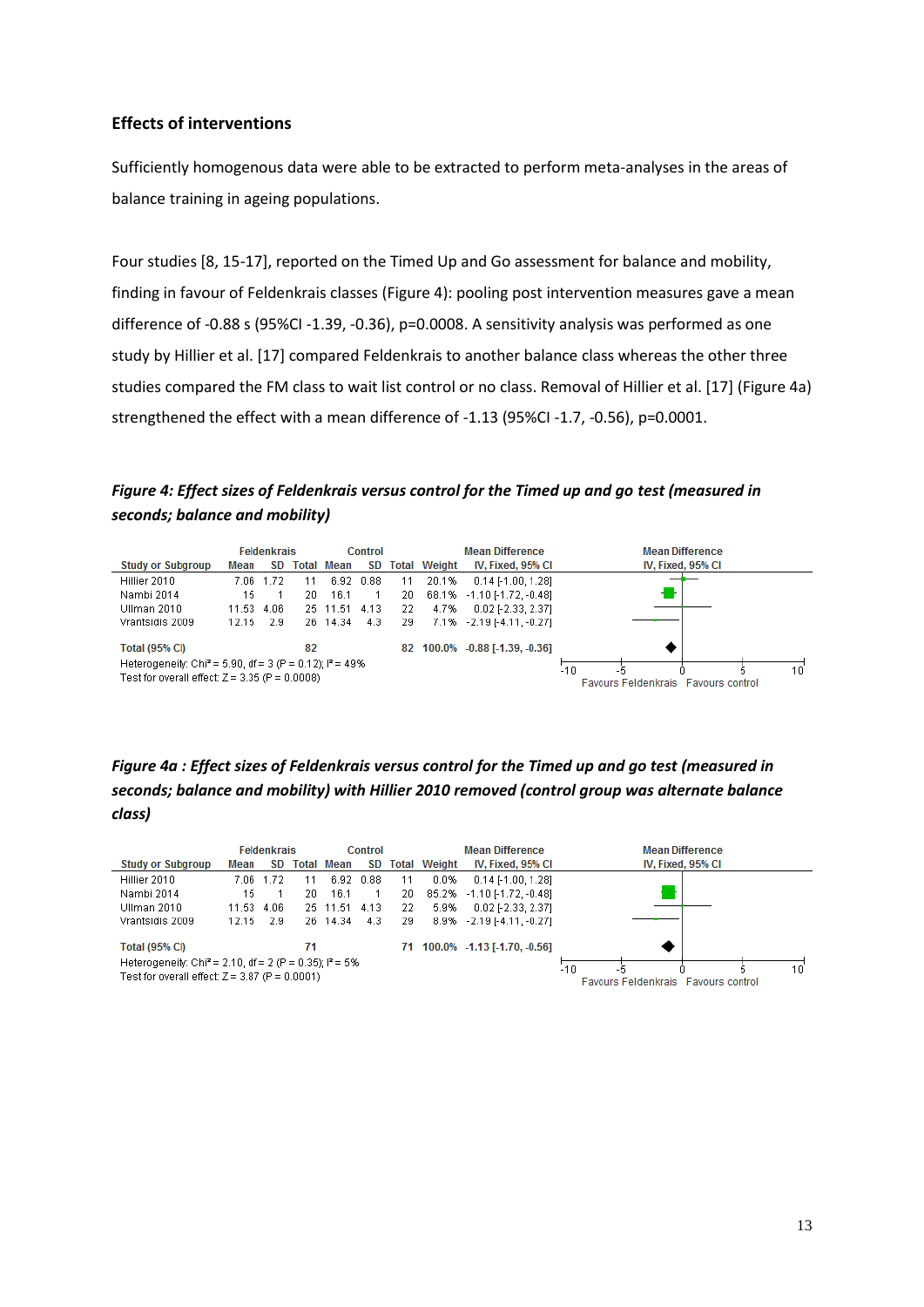### Effects of interventions

Sufficiently homogenous data were able to be extracted to perform meta-analyses in the areas of balance training in ageing populations.

Four studies [8, 15-17], reported on the Timed Up and Go assessment for balance and mobility, finding in favour of Feldenkrais classes (Figure 4): pooling post intervention measures gave a mean difference of -0.88 s (95%CI -1.39, -0.36), p=0.0008. A sensitivity analysis was performed as one study by Hillier et al. [17] compared Feldenkrais to another balance class whereas the other three studies compared the FM class to wait list control or no class. Removal of Hillier et al. [17] (Figure 4a) strengthened the effect with a mean difference of -1.13 (95%CI -1.7, -0.56), p=0.0001.

***Figure 4: Effect sizes of Feldenkrais versus control for the Timed up and go test (measured in seconds; balance and mobility)***

| Study or Subgroup | Feldenkrais Mean | SD | Total | Control Mean | SD | Total | Weight | Mean Difference IV, Fixed, 95% CI |
|---|---|---|---|---|---|---|---|---|
| Hillier 2010 | 7.06 | 1.72 | 11 | 6.92 | 0.88 | 11 | 20.1% | 0.14 [-1.00, 1.28] |
| Nambi 2014 | 15 | 1 | 20 | 16.1 | 1 | 20 | 68.1% | -1.10 [-1.72, -0.48] |
| Ullman 2010 | 11.53 | 4.06 | 25 | 11.51 | 4.13 | 22 | 4.7% | 0.02 [-2.33, 2.37] |
| Vrantsidis 2009 | 12.15 | 2.9 | 26 | 14.34 | 4.3 | 29 | 7.1% | -2.19 [-4.11, -0.27] |
| **Total (95% CI)** | | | **82** | | | **82** | **100.0%** | **-0.88 [-1.39, -0.36]** |

Heterogeneity: Chi² = 5.90, df = 3 (P = 0.12); I² = 49%
Test for overall effect: Z = 3.35 (P = 0.0008)

Favours Feldenkrais / Favours control

***Figure 4a : Effect sizes of Feldenkrais versus control for the Timed up and go test (measured in seconds; balance and mobility) with Hillier 2010 removed (control group was alternate balance class)***

| Study or Subgroup | Feldenkrais Mean | SD | Total | Control Mean | SD | Total | Weight | Mean Difference IV, Fixed, 95% CI |
|---|---|---|---|---|---|---|---|---|
| Hillier 2010 | 7.06 | 1.72 | 11 | 6.92 | 0.88 | 11 | 0.0% | 0.14 [-1.00, 1.28] |
| Nambi 2014 | 15 | 1 | 20 | 16.1 | 1 | 20 | 85.2% | -1.10 [-1.72, -0.48] |
| Ullman 2010 | 11.53 | 4.06 | 25 | 11.51 | 4.13 | 22 | 5.9% | 0.02 [-2.33, 2.37] |
| Vrantsidis 2009 | 12.15 | 2.9 | 26 | 14.34 | 4.3 | 29 | 8.9% | -2.19 [-4.11, -0.27] |
| **Total (95% CI)** | | | **71** | | | **71** | **100.0%** | **-1.13 [-1.70, -0.56]** |

Heterogeneity: Chi² = 2.10, df = 2 (P = 0.35); I² = 5%
Test for overall effect: Z = 3.87 (P = 0.0001)

Favours Feldenkrais / Favours control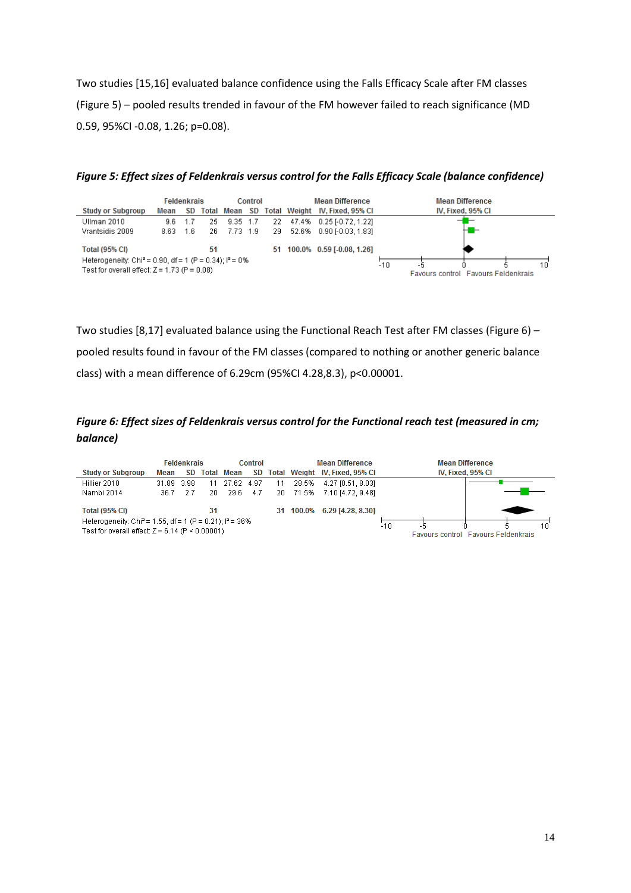Two studies [15,16] evaluated balance confidence using the Falls Efficacy Scale after FM classes (Figure 5) – pooled results trended in favour of the FM however failed to reach significance (MD 0.59, 95%CI -0.08, 1.26; p=0.08).

***Figure 5: Effect sizes of Feldenkrais versus control for the Falls Efficacy Scale (balance confidence)***

| | Feldenkrais | | | Control | | | | Mean Difference |
|---|---|---|---|---|---|---|---|---|
| Study or Subgroup | Mean | SD | Total | Mean | SD | Total | Weight | IV, Fixed, 95% CI |
| Ullman 2010 | 9.6 | 1.7 | 25 | 9.35 | 1.7 | 22 | 47.4% | 0.25 [-0.72, 1.22] |
| Vrantsidis 2009 | 8.63 | 1.6 | 26 | 7.73 | 1.9 | 29 | 52.6% | 0.90 [-0.03, 1.83] |
| **Total (95% CI)** | | | **51** | | | **51** | **100.0%** | **0.59 [-0.08, 1.26]** |

Heterogeneity: Chi² = 0.90, df = 1 (P = 0.34); I² = 0%
Test for overall effect: Z = 1.73 (P = 0.08)

Favours control | Favours Feldenkrais

Two studies [8,17] evaluated balance using the Functional Reach Test after FM classes (Figure 6) – pooled results found in favour of the FM classes (compared to nothing or another generic balance class) with a mean difference of 6.29cm (95%CI 4.28,8.3), p<0.00001.

***Figure 6: Effect sizes of Feldenkrais versus control for the Functional reach test (measured in cm; balance)***

| | Feldenkrais | | | Control | | | | Mean Difference |
|---|---|---|---|---|---|---|---|---|
| Study or Subgroup | Mean | SD | Total | Mean | SD | Total | Weight | IV, Fixed, 95% CI |
| Hillier 2010 | 31.89 | 3.98 | 11 | 27.62 | 4.97 | 11 | 28.5% | 4.27 [0.51, 8.03] |
| Nambi 2014 | 36.7 | 2.7 | 20 | 29.6 | 4.7 | 20 | 71.5% | 7.10 [4.72, 9.48] |
| **Total (95% CI)** | | | **31** | | | **31** | **100.0%** | **6.29 [4.28, 8.30]** |

Heterogeneity: Chi² = 1.55, df = 1 (P = 0.21); I² = 36%
Test for overall effect: Z = 6.14 (P < 0.00001)

Favours control | Favours Feldenkrais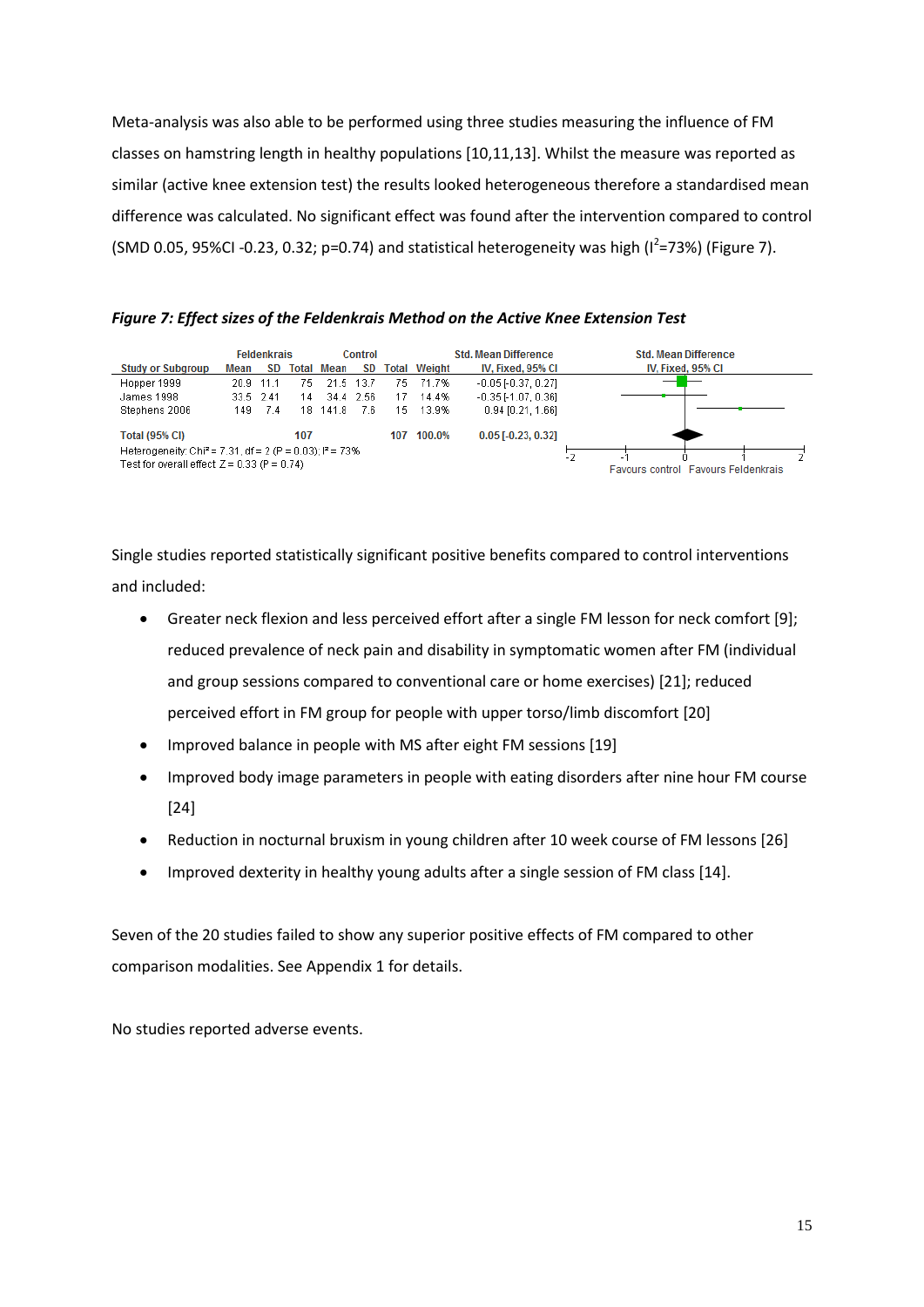Meta-analysis was also able to be performed using three studies measuring the influence of FM classes on hamstring length in healthy populations [10,11,13]. Whilst the measure was reported as similar (active knee extension test) the results looked heterogeneous therefore a standardised mean difference was calculated. No significant effect was found after the intervention compared to control (SMD 0.05, 95%CI -0.23, 0.32; p=0.74) and statistical heterogeneity was high ($I^2$=73%) (Figure 7).

***Figure 7: Effect sizes of the Feldenkrais Method on the Active Knee Extension Test***

| Study or Subgroup | Feldenkrais Mean | Feldenkrais SD | Feldenkrais Total | Control Mean | Control SD | Control Total | Weight | Std. Mean Difference IV, Fixed, 95% CI |
|---|---|---|---|---|---|---|---|---|
| Hopper 1999 | 20.9 | 11.1 | 75 | 21.5 | 13.7 | 75 | 71.7% | -0.05 [-0.37, 0.27] |
| James 1998 | 33.5 | 2.41 | 14 | 34.4 | 2.56 | 17 | 14.4% | -0.35 [-1.07, 0.36] |
| Stephens 2006 | 149 | 7.4 | 18 | 141.8 | 7.6 | 15 | 13.9% | 0.94 [0.21, 1.66] |
| **Total (95% CI)** | | | **107** | | | **107** | **100.0%** | **0.05 [-0.23, 0.32]** |

Heterogeneity: $Chi^2$ = 7.31, df = 2 (P = 0.03); $I^2$ = 73%
Test for overall effect: Z = 0.33 (P = 0.74)

Favours control   Favours Feldenkrais

Single studies reported statistically significant positive benefits compared to control interventions and included:

- Greater neck flexion and less perceived effort after a single FM lesson for neck comfort [9]; reduced prevalence of neck pain and disability in symptomatic women after FM (individual and group sessions compared to conventional care or home exercises) [21]; reduced perceived effort in FM group for people with upper torso/limb discomfort [20]
- Improved balance in people with MS after eight FM sessions [19]
- Improved body image parameters in people with eating disorders after nine hour FM course [24]
- Reduction in nocturnal bruxism in young children after 10 week course of FM lessons [26]
- Improved dexterity in healthy young adults after a single session of FM class [14].

Seven of the 20 studies failed to show any superior positive effects of FM compared to other comparison modalities. See Appendix 1 for details.

No studies reported adverse events.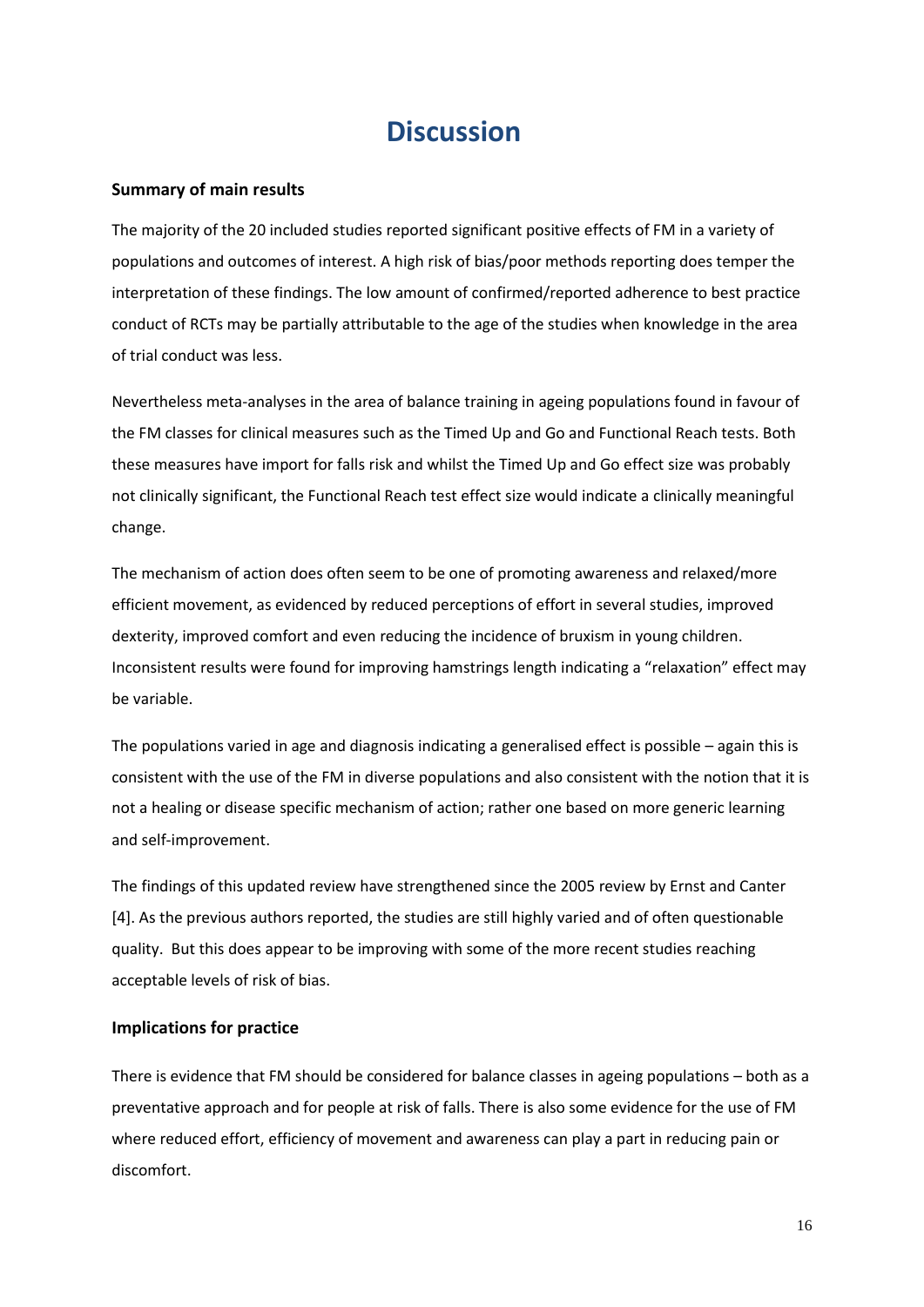# Discussion

### Summary of main results

The majority of the 20 included studies reported significant positive effects of FM in a variety of populations and outcomes of interest. A high risk of bias/poor methods reporting does temper the interpretation of these findings. The low amount of confirmed/reported adherence to best practice conduct of RCTs may be partially attributable to the age of the studies when knowledge in the area of trial conduct was less.

Nevertheless meta-analyses in the area of balance training in ageing populations found in favour of the FM classes for clinical measures such as the Timed Up and Go and Functional Reach tests. Both these measures have import for falls risk and whilst the Timed Up and Go effect size was probably not clinically significant, the Functional Reach test effect size would indicate a clinically meaningful change.

The mechanism of action does often seem to be one of promoting awareness and relaxed/more efficient movement, as evidenced by reduced perceptions of effort in several studies, improved dexterity, improved comfort and even reducing the incidence of bruxism in young children. Inconsistent results were found for improving hamstrings length indicating a "relaxation" effect may be variable.

The populations varied in age and diagnosis indicating a generalised effect is possible – again this is consistent with the use of the FM in diverse populations and also consistent with the notion that it is not a healing or disease specific mechanism of action; rather one based on more generic learning and self-improvement.

The findings of this updated review have strengthened since the 2005 review by Ernst and Canter [4]. As the previous authors reported, the studies are still highly varied and of often questionable quality. But this does appear to be improving with some of the more recent studies reaching acceptable levels of risk of bias.

### Implications for practice

There is evidence that FM should be considered for balance classes in ageing populations – both as a preventative approach and for people at risk of falls. There is also some evidence for the use of FM where reduced effort, efficiency of movement and awareness can play a part in reducing pain or discomfort.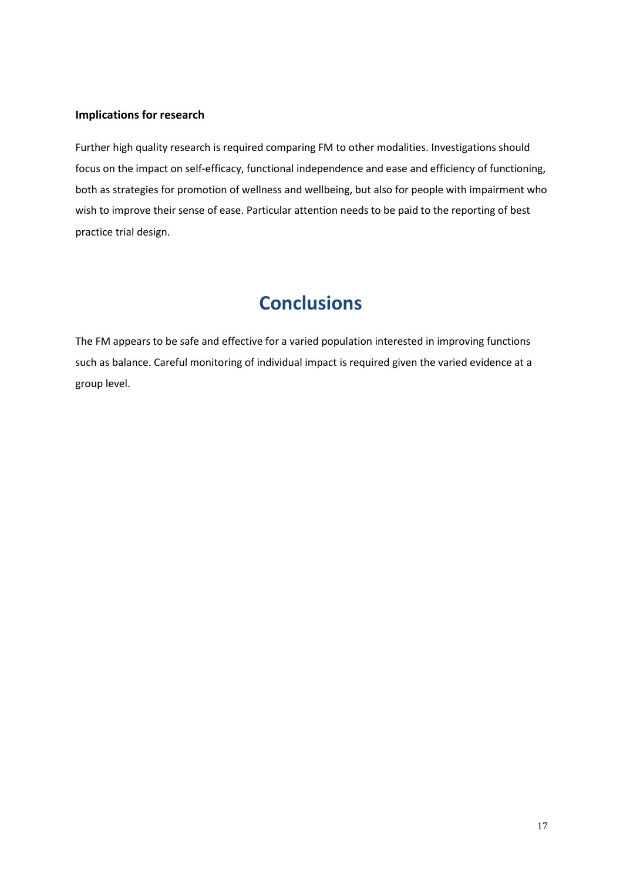### Implications for research

Further high quality research is required comparing FM to other modalities. Investigations should focus on the impact on self-efficacy, functional independence and ease and efficiency of functioning, both as strategies for promotion of wellness and wellbeing, but also for people with impairment who wish to improve their sense of ease. Particular attention needs to be paid to the reporting of best practice trial design.

# Conclusions

The FM appears to be safe and effective for a varied population interested in improving functions such as balance. Careful monitoring of individual impact is required given the varied evidence at a group level.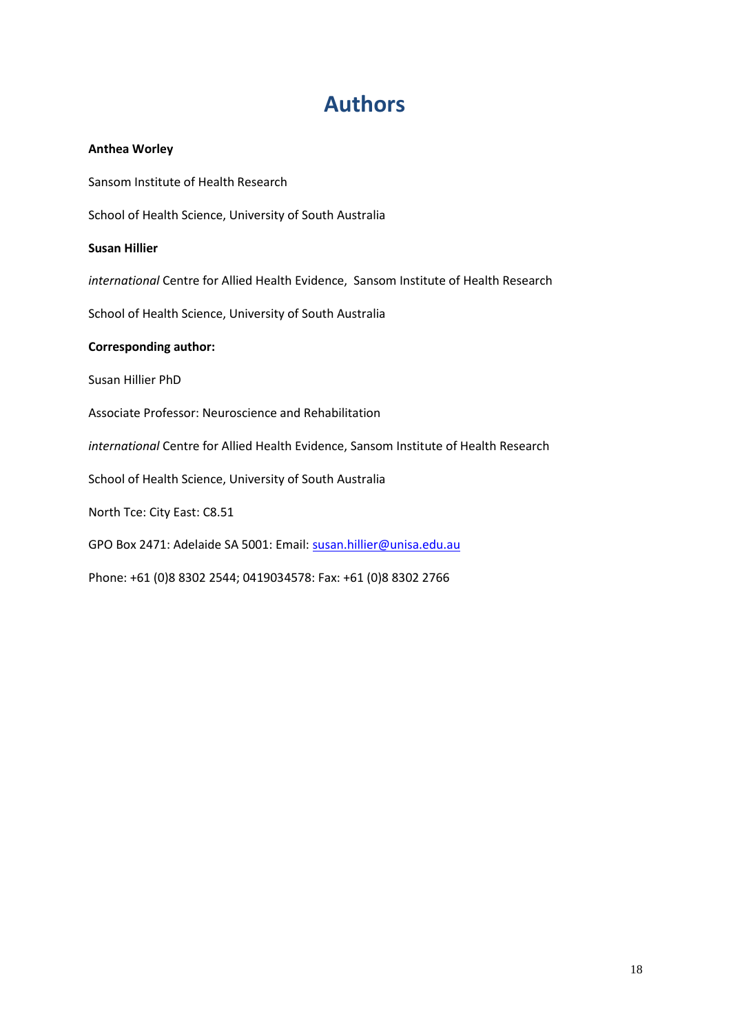# Authors

**Anthea Worley**

Sansom Institute of Health Research

School of Health Science, University of South Australia

**Susan Hillier**

*international* Centre for Allied Health Evidence, Sansom Institute of Health Research

School of Health Science, University of South Australia

**Corresponding author:**

Susan Hillier PhD

Associate Professor: Neuroscience and Rehabilitation

*international* Centre for Allied Health Evidence, Sansom Institute of Health Research

School of Health Science, University of South Australia

North Tce: City East: C8.51

GPO Box 2471: Adelaide SA 5001: Email: susan.hillier@unisa.edu.au

Phone: +61 (0)8 8302 2544; 0419034578: Fax: +61 (0)8 8302 2766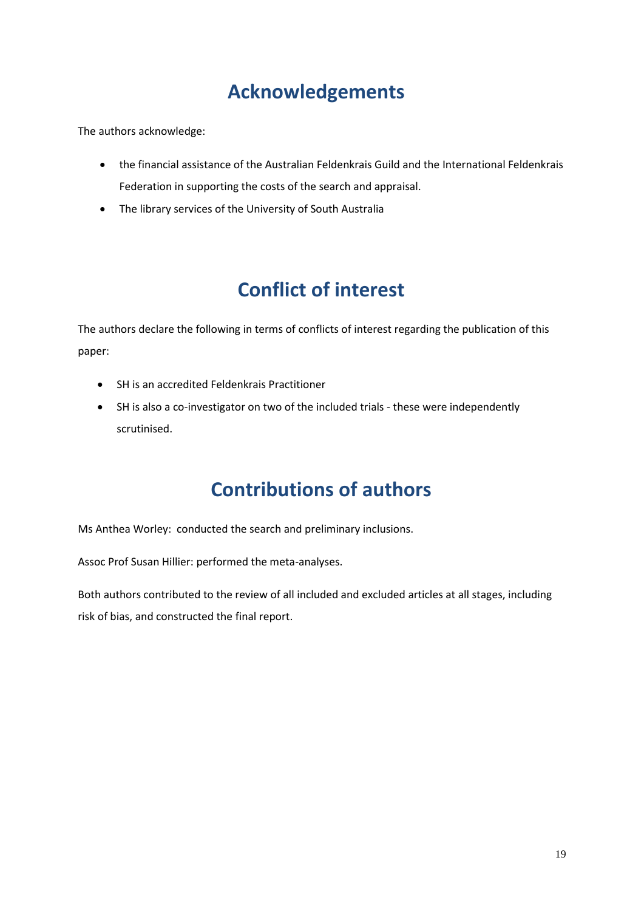# Acknowledgements

The authors acknowledge:

- the financial assistance of the Australian Feldenkrais Guild and the International Feldenkrais Federation in supporting the costs of the search and appraisal.
- The library services of the University of South Australia

# Conflict of interest

The authors declare the following in terms of conflicts of interest regarding the publication of this paper:

- SH is an accredited Feldenkrais Practitioner
- SH is also a co-investigator on two of the included trials - these were independently scrutinised.

# Contributions of authors

Ms Anthea Worley: conducted the search and preliminary inclusions.

Assoc Prof Susan Hillier: performed the meta-analyses.

Both authors contributed to the review of all included and excluded articles at all stages, including risk of bias, and constructed the final report.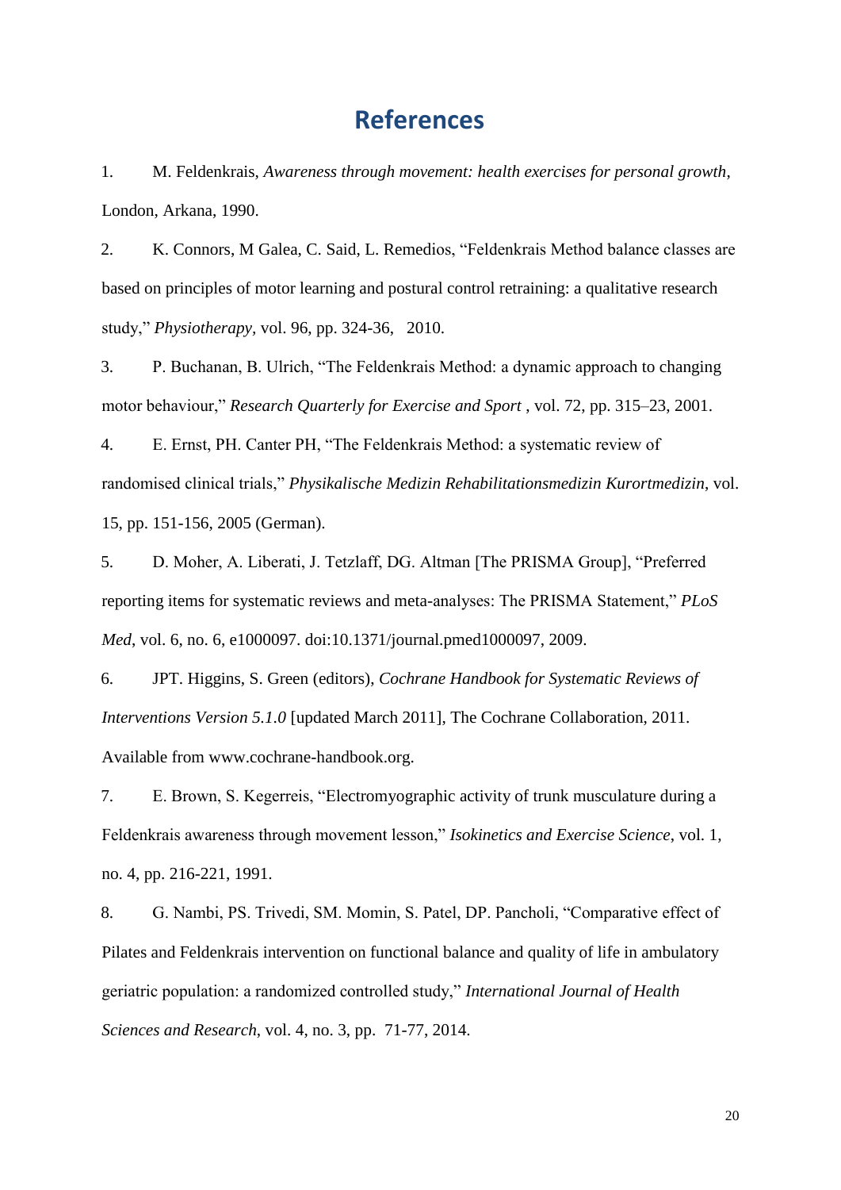# References

1. M. Feldenkrais, *Awareness through movement: health exercises for personal growth*, London, Arkana, 1990.

2. K. Connors, M Galea, C. Said, L. Remedios, "Feldenkrais Method balance classes are based on principles of motor learning and postural control retraining: a qualitative research study," *Physiotherapy*, vol. 96, pp. 324-36, 2010.

3. P. Buchanan, B. Ulrich, "The Feldenkrais Method: a dynamic approach to changing motor behaviour," *Research Quarterly for Exercise and Sport* , vol. 72, pp. 315–23, 2001.

4. E. Ernst, PH. Canter PH, "The Feldenkrais Method: a systematic review of randomised clinical trials," *Physikalische Medizin Rehabilitationsmedizin Kurortmedizin*, vol. 15, pp. 151-156, 2005 (German).

5. D. Moher, A. Liberati, J. Tetzlaff, DG. Altman [The PRISMA Group], "Preferred reporting items for systematic reviews and meta-analyses: The PRISMA Statement," *PLoS Med*, vol. 6, no. 6, e1000097. doi:10.1371/journal.pmed1000097, 2009.

6. JPT. Higgins, S. Green (editors), *Cochrane Handbook for Systematic Reviews of Interventions Version 5.1.0* [updated March 2011], The Cochrane Collaboration, 2011. Available from www.cochrane-handbook.org.

7. E. Brown, S. Kegerreis, "Electromyographic activity of trunk musculature during a Feldenkrais awareness through movement lesson," *Isokinetics and Exercise Science*, vol. 1, no. 4, pp. 216-221, 1991.

8. G. Nambi, PS. Trivedi, SM. Momin, S. Patel, DP. Pancholi, "Comparative effect of Pilates and Feldenkrais intervention on functional balance and quality of life in ambulatory geriatric population: a randomized controlled study," *International Journal of Health Sciences and Research*, vol. 4, no. 3, pp. 71-77, 2014.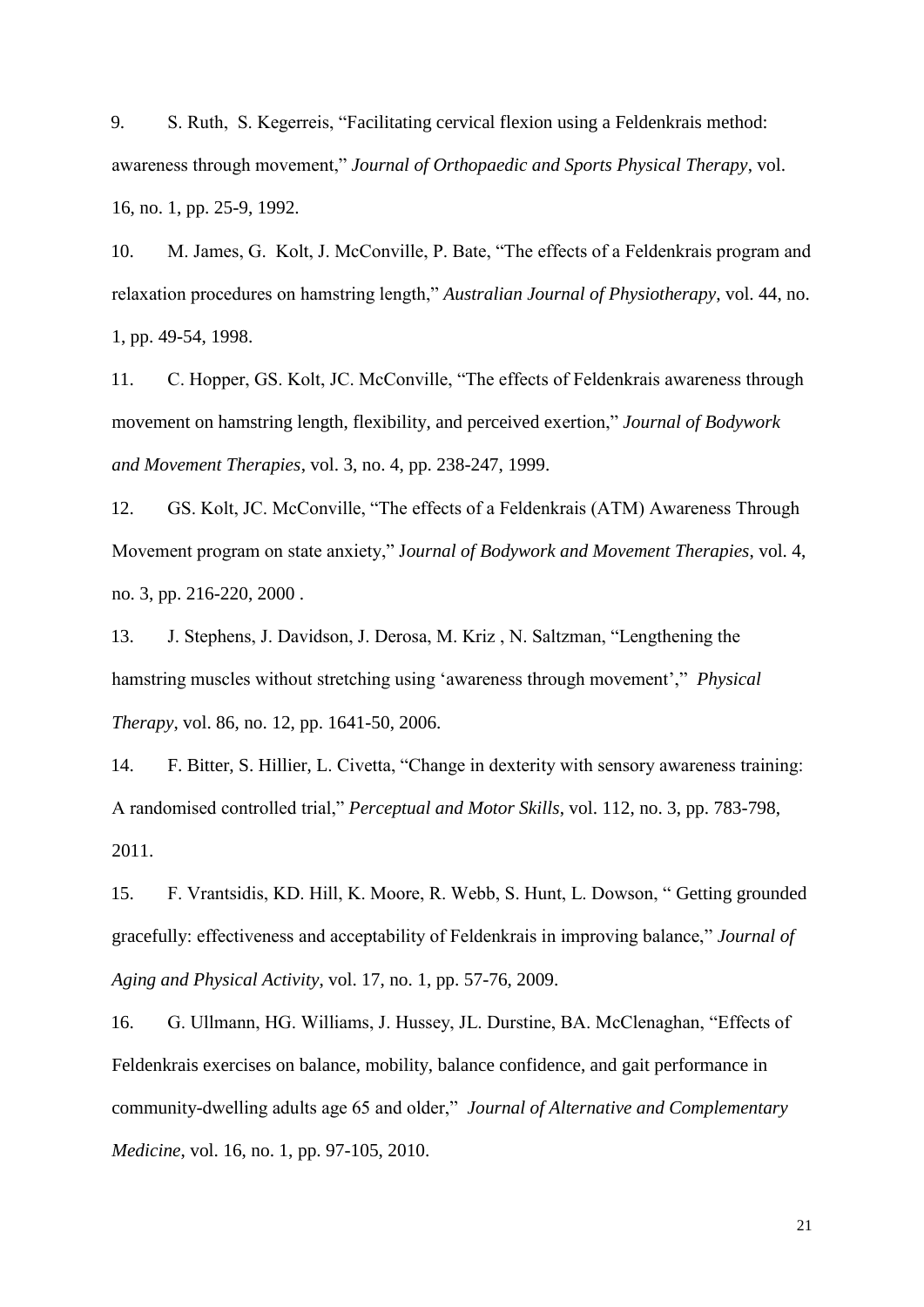9. S. Ruth, S. Kegerreis, “Facilitating cervical flexion using a Feldenkrais method: awareness through movement,” *Journal of Orthopaedic and Sports Physical Therapy*, vol. 16, no. 1, pp. 25-9, 1992.

10. M. James, G. Kolt, J. McConville, P. Bate, “The effects of a Feldenkrais program and relaxation procedures on hamstring length,” *Australian Journal of Physiotherapy*, vol. 44, no. 1, pp. 49-54, 1998.

11. C. Hopper, GS. Kolt, JC. McConville, “The effects of Feldenkrais awareness through movement on hamstring length, flexibility, and perceived exertion,” *Journal of Bodywork and Movement Therapies*, vol. 3, no. 4, pp. 238-247, 1999.

12. GS. Kolt, JC. McConville, “The effects of a Feldenkrais (ATM) Awareness Through Movement program on state anxiety,” J*ournal of Bodywork and Movement Therapies*, vol. 4, no. 3, pp. 216-220, 2000 .

13. J. Stephens, J. Davidson, J. Derosa, M. Kriz , N. Saltzman, “Lengthening the hamstring muscles without stretching using ‘awareness through movement’,” *Physical Therapy*, vol. 86, no. 12, pp. 1641-50, 2006.

14. F. Bitter, S. Hillier, L. Civetta, “Change in dexterity with sensory awareness training: A randomised controlled trial,” *Perceptual and Motor Skills*, vol. 112, no. 3, pp. 783-798, 2011.

15. F. Vrantsidis, KD. Hill, K. Moore, R. Webb, S. Hunt, L. Dowson, “ Getting grounded gracefully: effectiveness and acceptability of Feldenkrais in improving balance,” *Journal of Aging and Physical Activity*, vol. 17, no. 1, pp. 57-76, 2009.

16. G. Ullmann, HG. Williams, J. Hussey, JL. Durstine, BA. McClenaghan, “Effects of Feldenkrais exercises on balance, mobility, balance confidence, and gait performance in community-dwelling adults age 65 and older,” *Journal of Alternative and Complementary Medicine*, vol. 16, no. 1, pp. 97-105, 2010.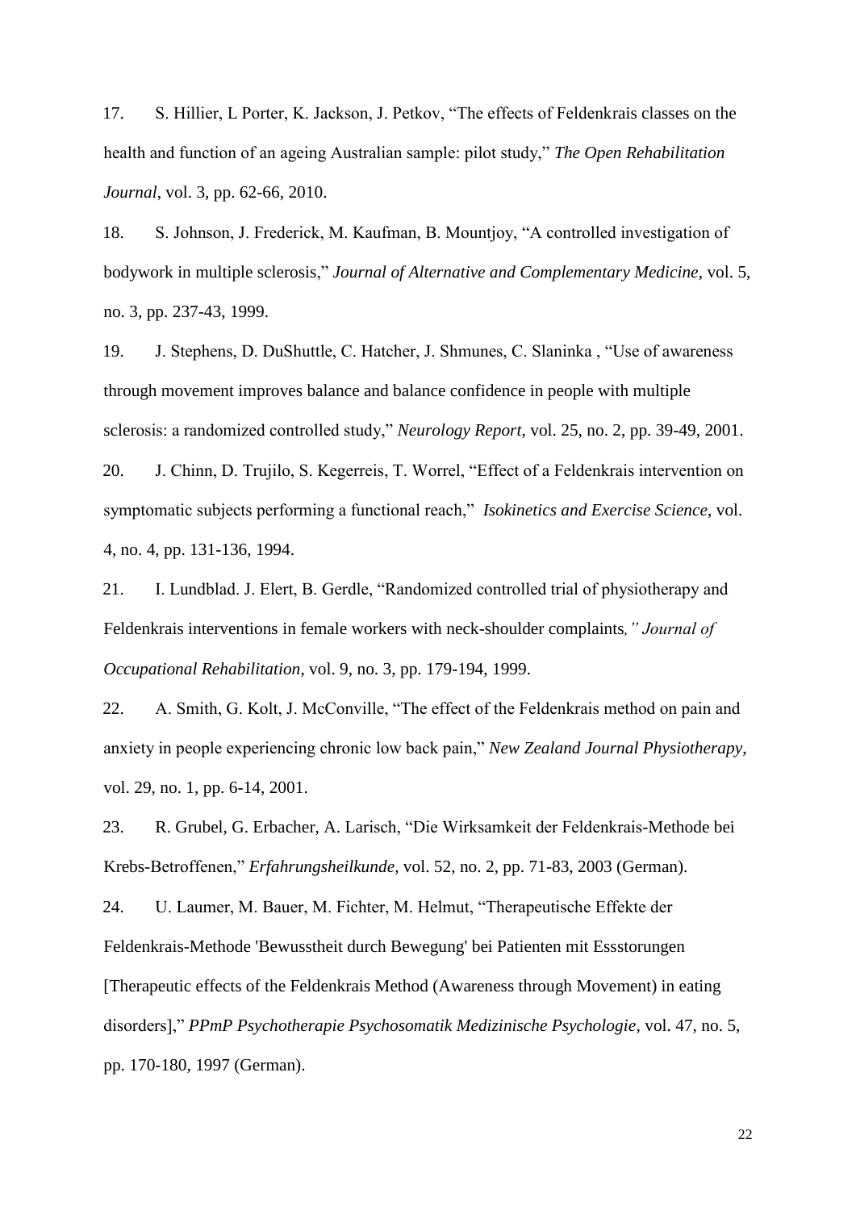17. S. Hillier, L Porter, K. Jackson, J. Petkov, "The effects of Feldenkrais classes on the health and function of an ageing Australian sample: pilot study," *The Open Rehabilitation Journal*, vol. 3, pp. 62-66, 2010.

18. S. Johnson, J. Frederick, M. Kaufman, B. Mountjoy, "A controlled investigation of bodywork in multiple sclerosis," *Journal of Alternative and Complementary Medicine*, vol. 5, no. 3, pp. 237-43, 1999.

19. J. Stephens, D. DuShuttle, C. Hatcher, J. Shmunes, C. Slaninka , "Use of awareness through movement improves balance and balance confidence in people with multiple sclerosis: a randomized controlled study," *Neurology Report*, vol. 25, no. 2, pp. 39-49, 2001.

20. J. Chinn, D. Trujilo, S. Kegerreis, T. Worrel, "Effect of a Feldenkrais intervention on symptomatic subjects performing a functional reach," *Isokinetics and Exercise Science*, vol. 4, no. 4, pp. 131-136, 1994.

21. I. Lundblad. J. Elert, B. Gerdle, "Randomized controlled trial of physiotherapy and Feldenkrais interventions in female workers with neck-shoulder complaints*," Journal of Occupational Rehabilitation*, vol. 9, no. 3, pp. 179-194, 1999.

22. A. Smith, G. Kolt, J. McConville, "The effect of the Feldenkrais method on pain and anxiety in people experiencing chronic low back pain," *New Zealand Journal Physiotherapy*, vol. 29, no. 1, pp. 6-14, 2001.

23. R. Grubel, G. Erbacher, A. Larisch, "Die Wirksamkeit der Feldenkrais-Methode bei Krebs-Betroffenen," *Erfahrungsheilkunde*, vol. 52, no. 2, pp. 71-83, 2003 (German).

24. U. Laumer, M. Bauer, M. Fichter, M. Helmut, "Therapeutische Effekte der Feldenkrais-Methode 'Bewusstheit durch Bewegung' bei Patienten mit Essstorungen [Therapeutic effects of the Feldenkrais Method (Awareness through Movement) in eating disorders]," *PPmP Psychotherapie Psychosomatik Medizinische Psychologie*, vol. 47, no. 5, pp. 170-180, 1997 (German).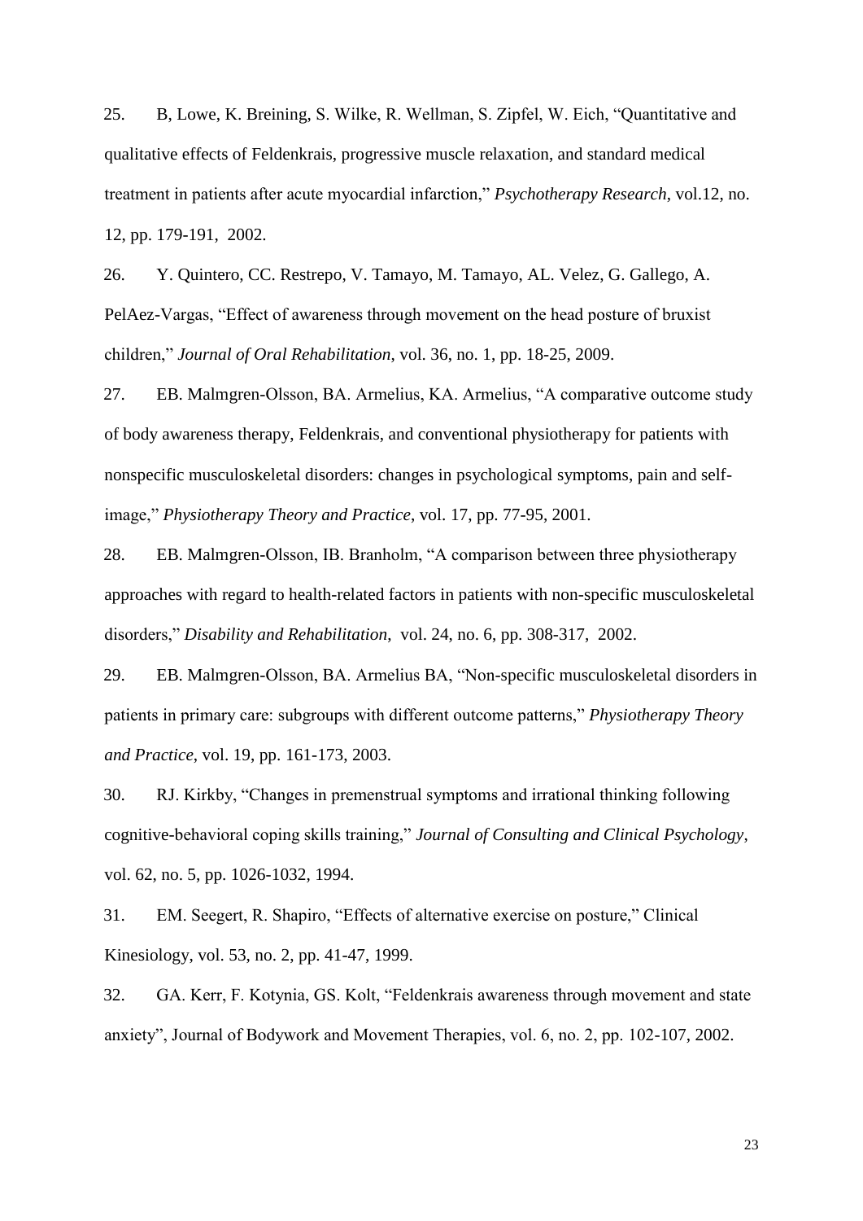25. B, Lowe, K. Breining, S. Wilke, R. Wellman, S. Zipfel, W. Eich, "Quantitative and qualitative effects of Feldenkrais, progressive muscle relaxation, and standard medical treatment in patients after acute myocardial infarction," *Psychotherapy Research*, vol.12, no. 12, pp. 179-191, 2002.

26. Y. Quintero, CC. Restrepo, V. Tamayo, M. Tamayo, AL. Velez, G. Gallego, A. PelAez-Vargas, "Effect of awareness through movement on the head posture of bruxist children," *Journal of Oral Rehabilitation*, vol. 36, no. 1, pp. 18-25, 2009.

27. EB. Malmgren-Olsson, BA. Armelius, KA. Armelius, "A comparative outcome study of body awareness therapy, Feldenkrais, and conventional physiotherapy for patients with nonspecific musculoskeletal disorders: changes in psychological symptoms, pain and self-image," *Physiotherapy Theory and Practice*, vol. 17, pp. 77-95, 2001.

28. EB. Malmgren-Olsson, IB. Branholm, "A comparison between three physiotherapy approaches with regard to health-related factors in patients with non-specific musculoskeletal disorders," *Disability and Rehabilitation*, vol. 24, no. 6, pp. 308-317, 2002.

29. EB. Malmgren-Olsson, BA. Armelius BA, "Non-specific musculoskeletal disorders in patients in primary care: subgroups with different outcome patterns," *Physiotherapy Theory and Practice*, vol. 19, pp. 161-173, 2003.

30. RJ. Kirkby, "Changes in premenstrual symptoms and irrational thinking following cognitive-behavioral coping skills training," *Journal of Consulting and Clinical Psychology*, vol. 62, no. 5, pp. 1026-1032, 1994.

31. EM. Seegert, R. Shapiro, "Effects of alternative exercise on posture," Clinical Kinesiology, vol. 53, no. 2, pp. 41-47, 1999.

32. GA. Kerr, F. Kotynia, GS. Kolt, "Feldenkrais awareness through movement and state anxiety", Journal of Bodywork and Movement Therapies, vol. 6, no. 2, pp. 102-107, 2002.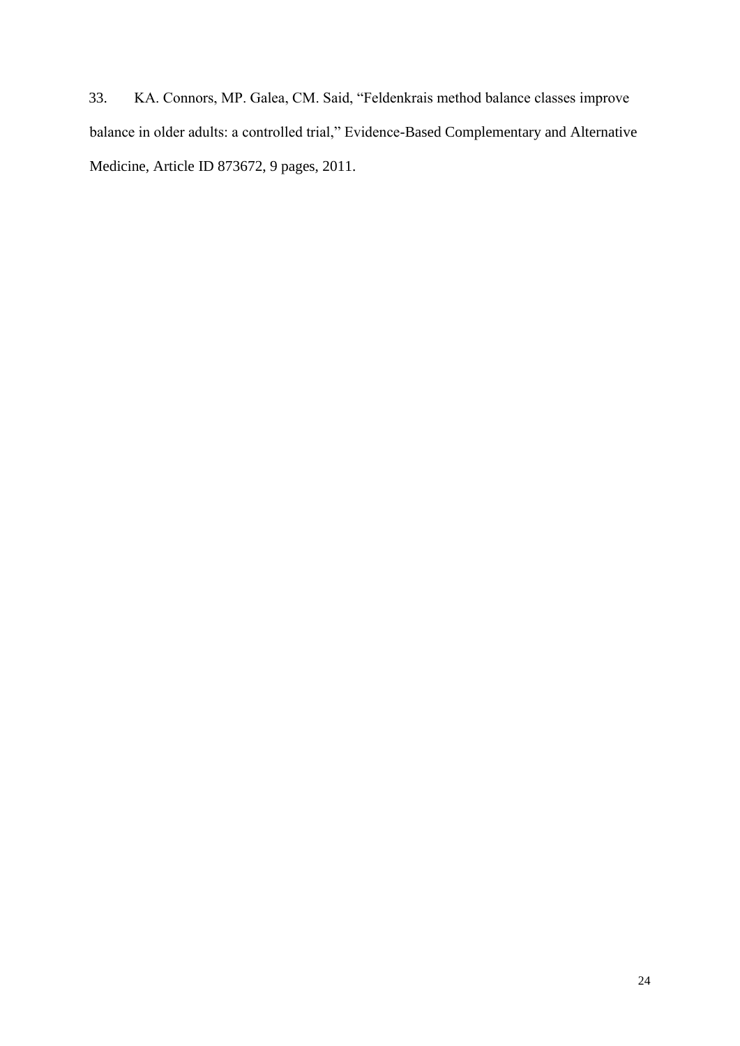33. KA. Connors, MP. Galea, CM. Said, "Feldenkrais method balance classes improve balance in older adults: a controlled trial," Evidence-Based Complementary and Alternative Medicine, Article ID 873672, 9 pages, 2011.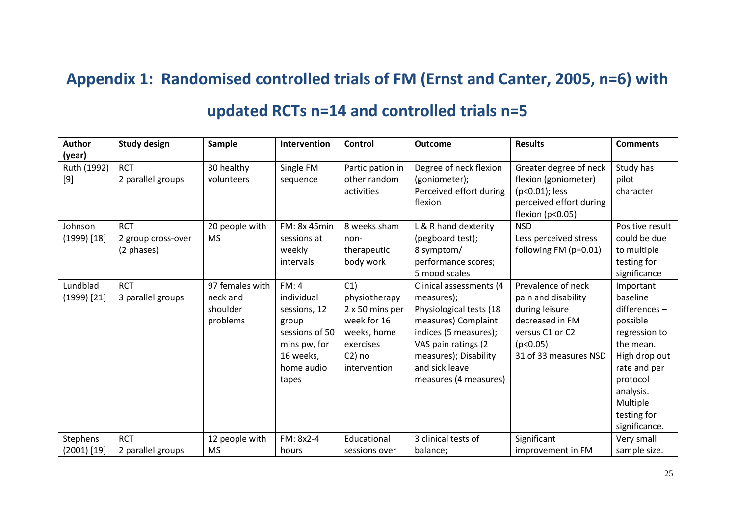## Appendix 1: Randomised controlled trials of FM (Ernst and Canter, 2005, n=6) with updated RCTs n=14 and controlled trials n=5

| Author (year) | Study design | Sample | Intervention | Control | Outcome | Results | Comments |
|---|---|---|---|---|---|---|---|
| Ruth (1992) [9] | RCT 2 parallel groups | 30 healthy volunteers | Single FM sequence | Participation in other random activities | Degree of neck flexion (goniometer); Perceived effort during flexion | Greater degree of neck flexion (goniometer) ($p<0.01$); less perceived effort during flexion ($p<0.05$) | Study has pilot character |
| Johnson (1999) [18] | RCT 2 group cross-over (2 phases) | 20 people with MS | FM: 8x 45min sessions at weekly intervals | 8 weeks sham non-therapeutic body work | L & R hand dexterity (pegboard test); 8 symptom/ performance scores; 5 mood scales | NSD Less perceived stress following FM ($p=0.01$) | Positive result could be due to multiple testing for significance |
| Lundblad (1999) [21] | RCT 3 parallel groups | 97 females with neck and shoulder problems | FM: 4 individual sessions, 12 group sessions of 50 mins pw, for 16 weeks, home audio tapes | C1) physiotherapy 2 x 50 mins per week for 16 weeks, home exercises C2) no intervention | Clinical assessments (4 measures); Physiological tests (18 measures) Complaint indices (5 measures); VAS pain ratings (2 measures); Disability and sick leave measures (4 measures) | Prevalence of neck pain and disability during leisure decreased in FM versus C1 or C2 ($p<0.05$) 31 of 33 measures NSD | Important baseline differences – possible regression to the mean. High drop out rate and per protocol analysis. Multiple testing for significance. |
| Stephens (2001) [19] | RCT 2 parallel groups | 12 people with MS | FM: 8x2-4 hours | Educational sessions over | 3 clinical tests of balance; | Significant improvement in FM | Very small sample size. |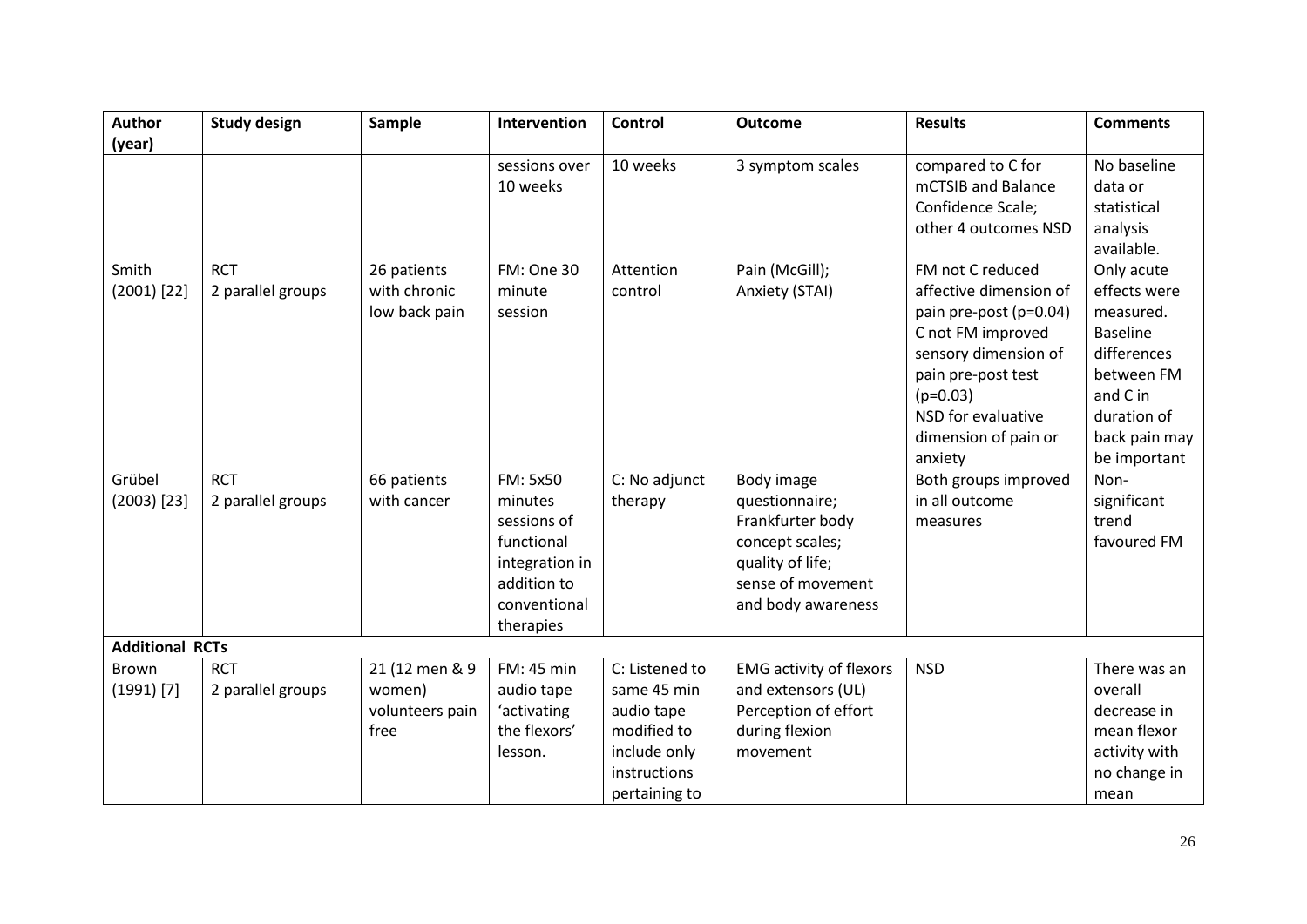| Author (year) | Study design | Sample | Intervention | Control | Outcome | Results | Comments |
|---|---|---|---|---|---|---|---|
| | | | sessions over 10 weeks | 10 weeks | 3 symptom scales | compared to C for mCTSIB and Balance Confidence Scale; other 4 outcomes NSD | No baseline data or statistical analysis available. |
| Smith (2001) [22] | RCT 2 parallel groups | 26 patients with chronic low back pain | FM: One 30 minute session | Attention control | Pain (McGill); Anxiety (STAI) | FM not C reduced affective dimension of pain pre-post (p=0.04) C not FM improved sensory dimension of pain pre-post test (p=0.03) NSD for evaluative dimension of pain or anxiety | Only acute effects were measured. Baseline differences between FM and C in duration of back pain may be important |
| Grübel (2003) [23] | RCT 2 parallel groups | 66 patients with cancer | FM: 5x50 minutes sessions of functional integration in addition to conventional therapies | C: No adjunct therapy | Body image questionnaire; Frankfurter body concept scales; quality of life; sense of movement and body awareness | Both groups improved in all outcome measures | Non-significant trend favoured FM |
| **Additional RCTs** | | | | | | | |
| Brown (1991) [7] | RCT 2 parallel groups | 21 (12 men & 9 women) volunteers pain free | FM: 45 min audio tape 'activating the flexors' lesson. | C: Listened to same 45 min audio tape modified to include only instructions pertaining to | EMG activity of flexors and extensors (UL) Perception of effort during flexion movement | NSD | There was an overall decrease in mean flexor activity with no change in mean |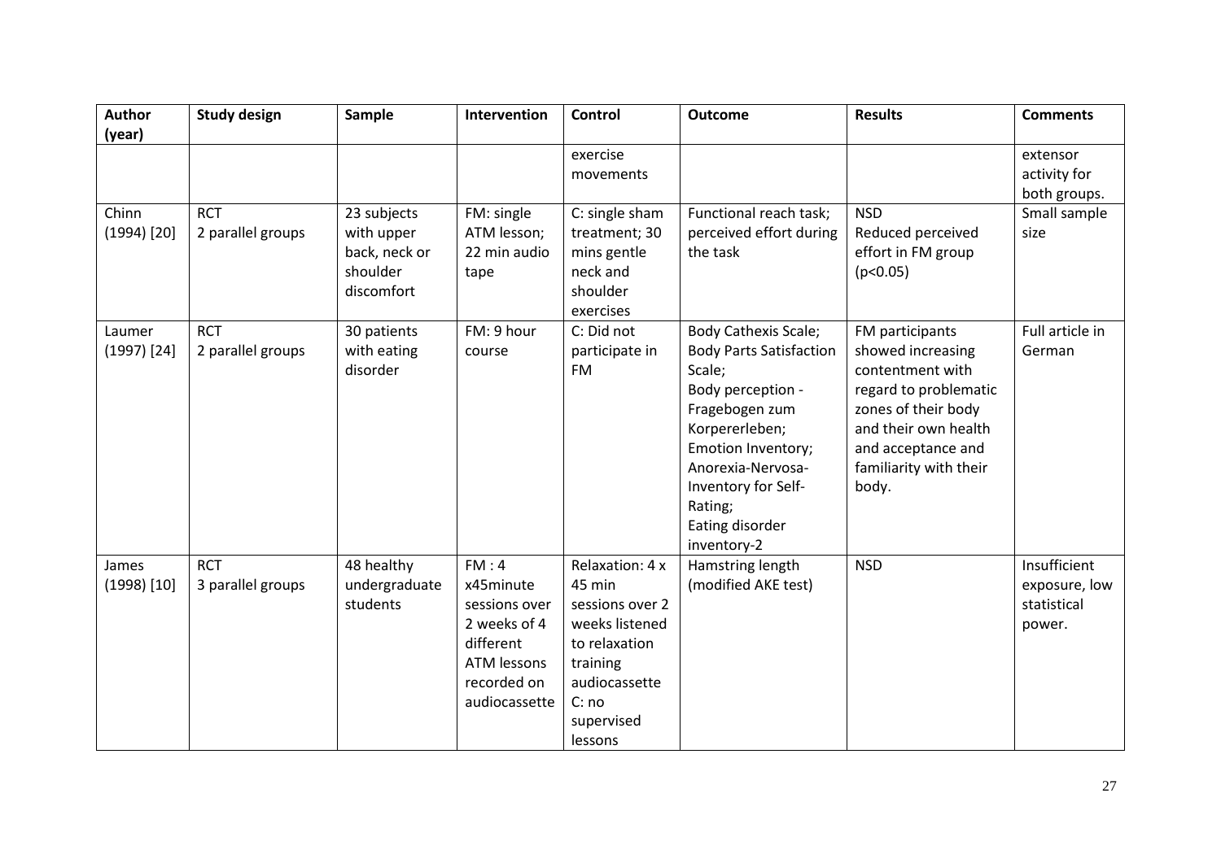| Author (year) | Study design | Sample | Intervention | Control | Outcome | Results | Comments |
|---|---|---|---|---|---|---|---|
| | | | | exercise movements | | | extensor activity for both groups. |
| Chinn (1994) [20] | RCT 2 parallel groups | 23 subjects with upper back, neck or shoulder discomfort | FM: single ATM lesson; 22 min audio tape | C: single sham treatment; 30 mins gentle neck and shoulder exercises | Functional reach task; perceived effort during the task | NSD Reduced perceived effort in FM group ($p<0.05$) | Small sample size |
| Laumer (1997) [24] | RCT 2 parallel groups | 30 patients with eating disorder | FM: 9 hour course | C: Did not participate in FM | Body Cathexis Scale; Body Parts Satisfaction Scale; Body perception - Fragebogen zum Korpererleben; Emotion Inventory; Anorexia-Nervosa-Inventory for Self-Rating; Eating disorder inventory-2 | FM participants showed increasing contentment with regard to problematic zones of their body and their own health and acceptance and familiarity with their body. | Full article in German |
| James (1998) [10] | RCT 3 parallel groups | 48 healthy undergraduate students | FM : 4 x45minute sessions over 2 weeks of 4 different ATM lessons recorded on audiocassette | Relaxation: 4 x 45 min sessions over 2 weeks listened to relaxation training audiocassette C: no supervised lessons | Hamstring length (modified AKE test) | NSD | Insufficient exposure, low statistical power. |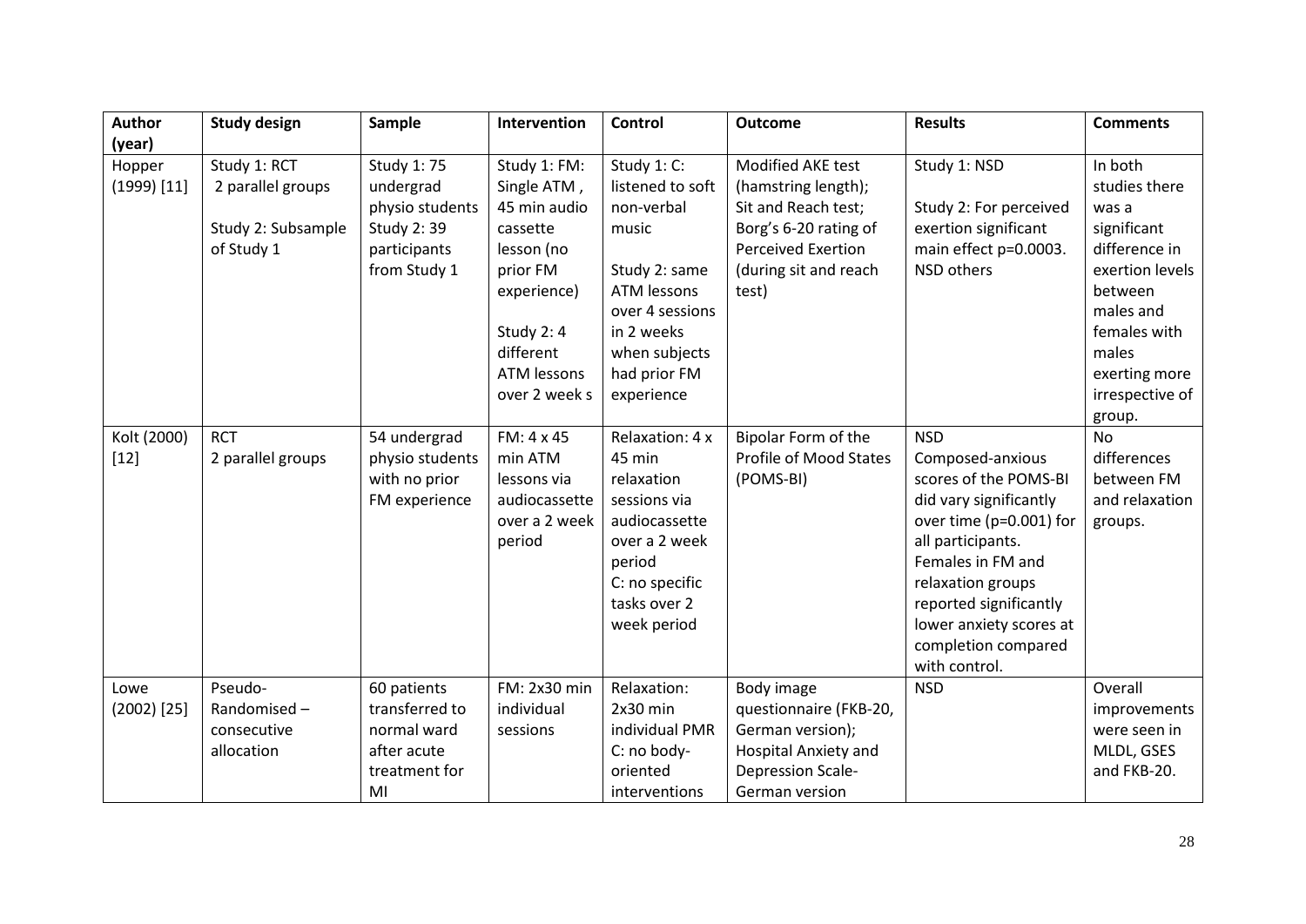| Author (year) | Study design | Sample | Intervention | Control | Outcome | Results | Comments |
|---|---|---|---|---|---|---|---|
| Hopper (1999) [11] | Study 1: RCT 2 parallel groups<br><br>Study 2: Subsample of Study 1 | Study 1: 75 undergrad physio students<br>Study 2: 39 participants from Study 1 | Study 1: FM: Single ATM , 45 min audio cassette lesson (no prior FM experience)<br><br>Study 2: 4 different ATM lessons over 2 week s | Study 1: C: listened to soft non-verbal music<br><br>Study 2: same ATM lessons over 4 sessions in 2 weeks when subjects had prior FM experience | Modified AKE test (hamstring length);<br>Sit and Reach test;<br>Borg's 6-20 rating of Perceived Exertion (during sit and reach test) | Study 1: NSD<br><br>Study 2: For perceived exertion significant main effect p=0.0003. NSD others | In both studies there was a significant difference in exertion levels between males and females with males exerting more irrespective of group. |
| Kolt (2000) [12] | RCT<br>2 parallel groups | 54 undergrad physio students with no prior FM experience | FM: 4 x 45 min ATM lessons via audiocassette over a 2 week period | Relaxation: 4 x 45 min relaxation sessions via audiocassette over a 2 week period<br>C: no specific tasks over 2 week period | Bipolar Form of the Profile of Mood States (POMS-BI) | NSD<br>Composed-anxious scores of the POMS-BI did vary significantly over time (p=0.001) for all participants. Females in FM and relaxation groups reported significantly lower anxiety scores at completion compared with control. | No differences between FM and relaxation groups. |
| Lowe (2002) [25] | Pseudo-Randomised – consecutive allocation | 60 patients transferred to normal ward after acute treatment for MI | FM: 2x30 min individual sessions | Relaxation: 2x30 min individual PMR<br>C: no body-oriented interventions | Body image questionnaire (FKB-20, German version);<br>Hospital Anxiety and Depression Scale-German version | NSD | Overall improvements were seen in MLDL, GSES and FKB-20. |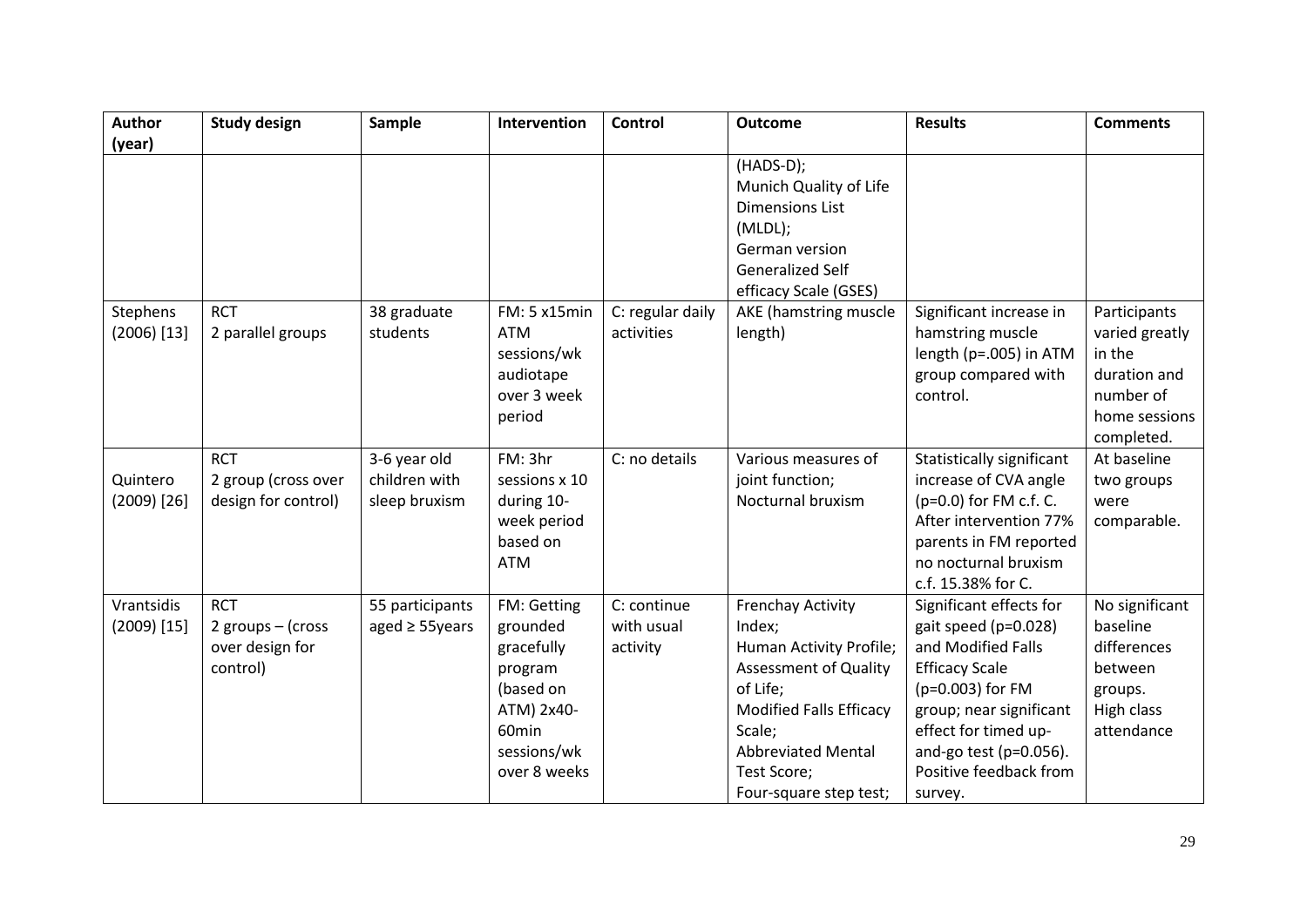| Author (year) | Study design | Sample | Intervention | Control | Outcome | Results | Comments |
| --- | --- | --- | --- | --- | --- | --- | --- |
| | | | | | (HADS-D); Munich Quality of Life Dimensions List (MLDL); German version Generalized Self efficacy Scale (GSES) | | |
| Stephens (2006) [13] | RCT 2 parallel groups | 38 graduate students | FM: 5 x15min ATM sessions/wk audiotape over 3 week period | C: regular daily activities | AKE (hamstring muscle length) | Significant increase in hamstring muscle length (p=.005) in ATM group compared with control. | Participants varied greatly in the duration and number of home sessions completed. |
| Quintero (2009) [26] | RCT 2 group (cross over design for control) | 3-6 year old children with sleep bruxism | FM: 3hr sessions x 10 during 10-week period based on ATM | C: no details | Various measures of joint function; Nocturnal bruxism | Statistically significant increase of CVA angle (p=0.0) for FM c.f. C. After intervention 77% parents in FM reported no nocturnal bruxism c.f. 15.38% for C. | At baseline two groups were comparable. |
| Vrantsidis (2009) [15] | RCT 2 groups – (cross over design for control) | 55 participants aged ≥ 55years | FM: Getting grounded gracefully program (based on ATM) 2x40-60min sessions/wk over 8 weeks | C: continue with usual activity | Frenchay Activity Index; Human Activity Profile; Assessment of Quality of Life; Modified Falls Efficacy Scale; Abbreviated Mental Test Score; Four-square step test; | Significant effects for gait speed (p=0.028) and Modified Falls Efficacy Scale (p=0.003) for FM group; near significant effect for timed up-and-go test (p=0.056). Positive feedback from survey. | No significant baseline differences between groups. High class attendance |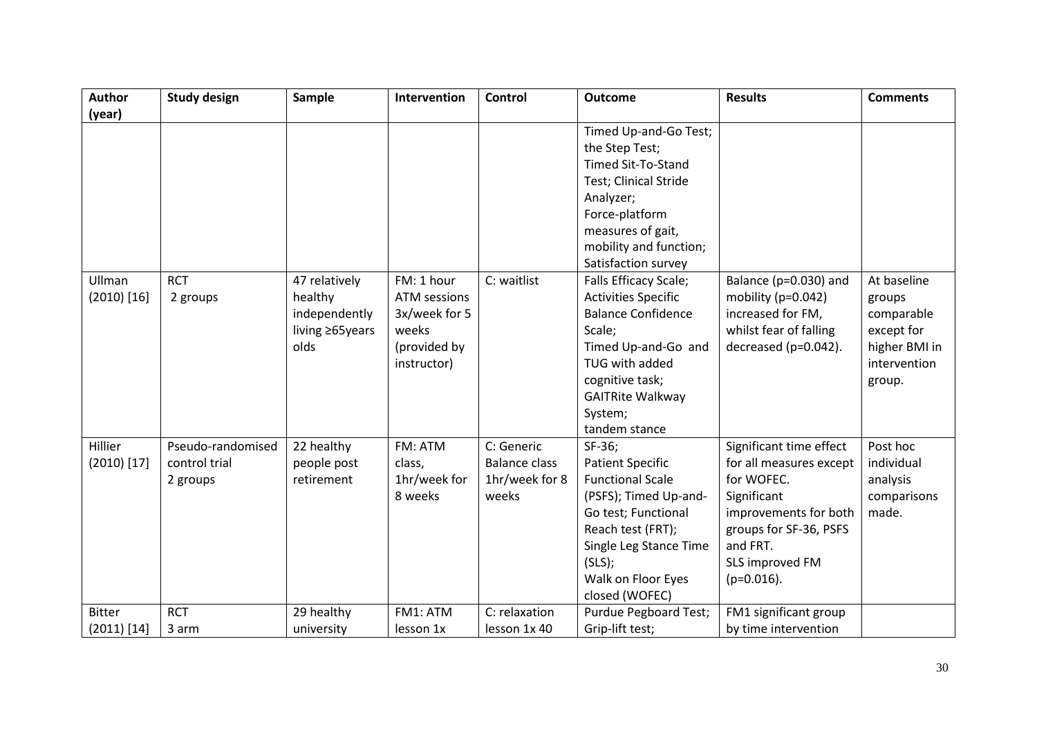| Author (year) | Study design | Sample | Intervention | Control | Outcome | Results | Comments |
|---|---|---|---|---|---|---|---|
| | | | | | Timed Up-and-Go Test; the Step Test; Timed Sit-To-Stand Test; Clinical Stride Analyzer; Force-platform measures of gait, mobility and function; Satisfaction survey | | |
| Ullman (2010) [16] | RCT 2 groups | 47 relatively healthy independently living ≥65years olds | FM: 1 hour ATM sessions 3x/week for 5 weeks (provided by instructor) | C: waitlist | Falls Efficacy Scale; Activities Specific Balance Confidence Scale; Timed Up-and-Go and TUG with added cognitive task; GAITRite Walkway System; tandem stance | Balance (p=0.030) and mobility (p=0.042) increased for FM, whilst fear of falling decreased (p=0.042). | At baseline groups comparable except for higher BMI in intervention group. |
| Hillier (2010) [17] | Pseudo-randomised control trial 2 groups | 22 healthy people post retirement | FM: ATM class, 1hr/week for 8 weeks | C: Generic Balance class 1hr/week for 8 weeks | SF-36; Patient Specific Functional Scale (PSFS); Timed Up-and-Go test; Functional Reach test (FRT); Single Leg Stance Time (SLS); Walk on Floor Eyes closed (WOFEC) | Significant time effect for all measures except for WOFEC. Significant improvements for both groups for SF-36, PSFS and FRT. SLS improved FM (p=0.016). | Post hoc individual analysis comparisons made. |
| Bitter (2011) [14] | RCT 3 arm | 29 healthy university | FM1: ATM lesson 1x | C: relaxation lesson 1x 40 | Purdue Pegboard Test; Grip-lift test; | FM1 significant group by time intervention | |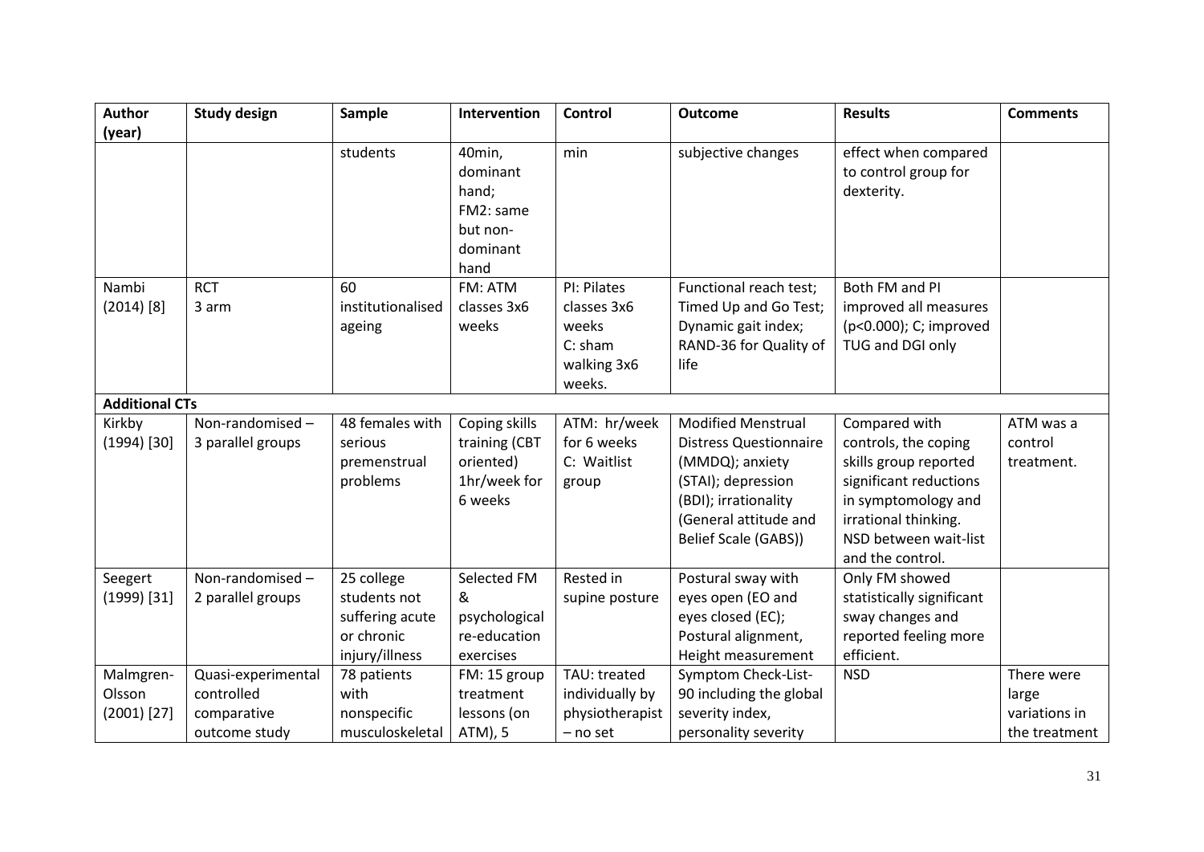| Author (year) | Study design | Sample | Intervention | Control | Outcome | Results | Comments |
|---|---|---|---|---|---|---|---|
| | | students | 40min, dominant hand; FM2: same but non-dominant hand | min | subjective changes | effect when compared to control group for dexterity. | |
| Nambi (2014) [8] | RCT 3 arm | 60 institutionalised ageing | FM: ATM classes 3x6 weeks | PI: Pilates classes 3x6 weeks C: sham walking 3x6 weeks. | Functional reach test; Timed Up and Go Test; Dynamic gait index; RAND-36 for Quality of life | Both FM and PI improved all measures (p<0.000); C; improved TUG and DGI only | |
| **Additional CTs** | | | | | | | |
| Kirkby (1994) [30] | Non-randomised – 3 parallel groups | 48 females with serious premenstrual problems | Coping skills training (CBT oriented) 1hr/week for 6 weeks | ATM: hr/week for 6 weeks C: Waitlist group | Modified Menstrual Distress Questionnaire (MMDQ); anxiety (STAI); depression (BDI); irrationality (General attitude and Belief Scale (GABS)) | Compared with controls, the coping skills group reported significant reductions in symptomology and irrational thinking. NSD between wait-list and the control. | ATM was a control treatment. |
| Seegert (1999) [31] | Non-randomised – 2 parallel groups | 25 college students not suffering acute or chronic injury/illness | Selected FM & psychological re-education exercises | Rested in supine posture | Postural sway with eyes open (EO and eyes closed (EC); Postural alignment, Height measurement | Only FM showed statistically significant sway changes and reported feeling more efficient. | |
| Malmgren-Olsson (2001) [27] | Quasi-experimental controlled comparative outcome study | 78 patients with nonspecific musculoskeletal | FM: 15 group treatment lessons (on ATM), 5 | TAU: treated individually by physiotherapist – no set | Symptom Check-List-90 including the global severity index, personality severity | NSD | There were large variations in the treatment |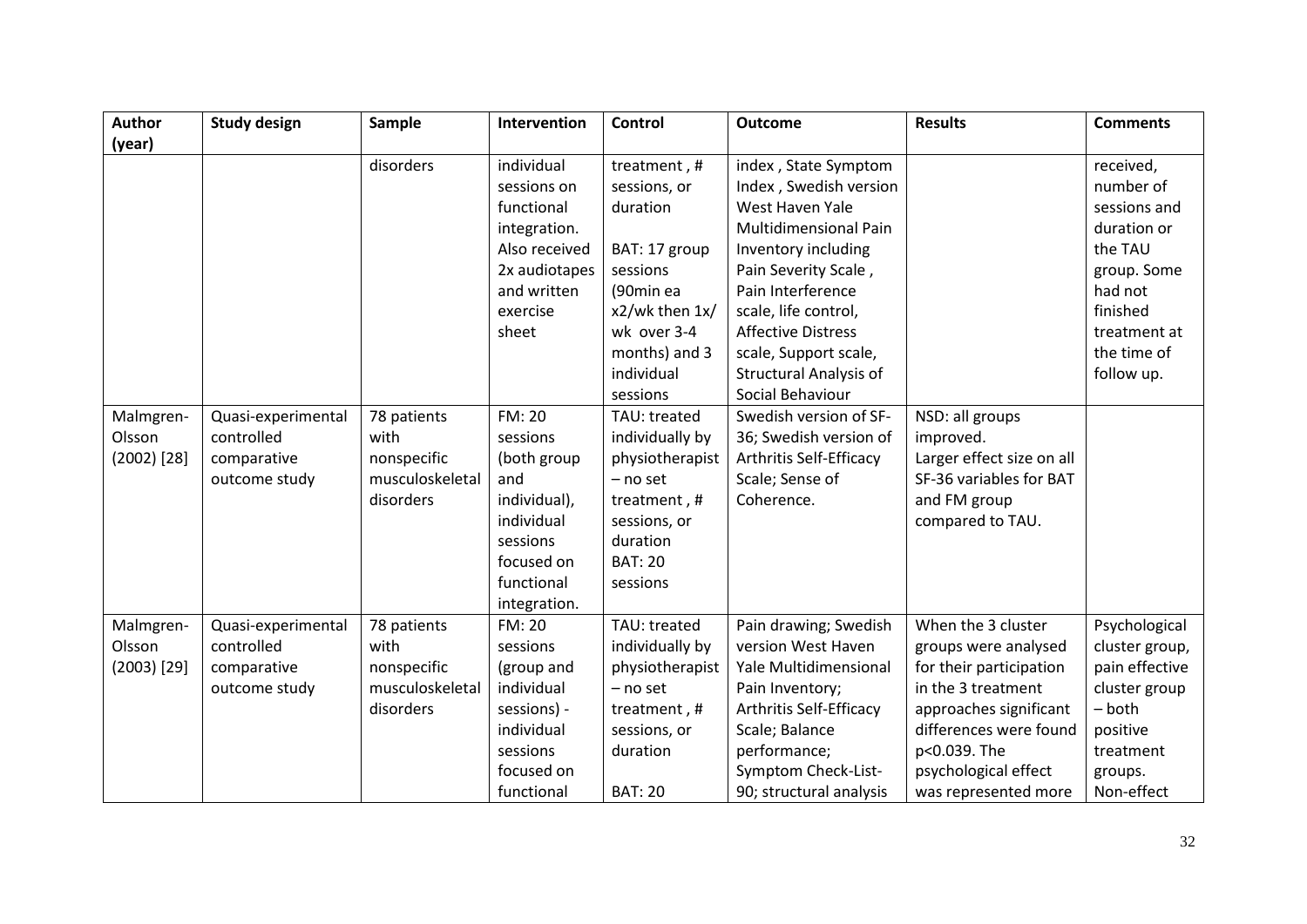| Author (year) | Study design | Sample | Intervention | Control | Outcome | Results | Comments |
|---|---|---|---|---|---|---|---|
| | | disorders | individual sessions on functional integration. Also received 2x audiotapes and written exercise sheet | treatment , # sessions, or duration<br><br>BAT: 17 group sessions (90min ea x2/wk then 1x/ wk over 3-4 months) and 3 individual sessions | index , State Symptom Index , Swedish version West Haven Yale Multidimensional Pain Inventory including Pain Severity Scale , Pain Interference scale, life control, Affective Distress scale, Support scale, Structural Analysis of Social Behaviour | | received, number of sessions and duration or the TAU group. Some had not finished treatment at the time of follow up. |
| Malmgren-Olsson (2002) [28] | Quasi-experimental controlled comparative outcome study | 78 patients with nonspecific musculoskeletal disorders | FM: 20 sessions (both group and individual), individual sessions focused on functional integration. | TAU: treated individually by physiotherapist – no set treatment , # sessions, or duration<br>BAT: 20 sessions | Swedish version of SF-36; Swedish version of Arthritis Self-Efficacy Scale; Sense of Coherence. | NSD: all groups improved.<br>Larger effect size on all SF-36 variables for BAT and FM group compared to TAU. | |
| Malmgren-Olsson (2003) [29] | Quasi-experimental controlled comparative outcome study | 78 patients with nonspecific musculoskeletal disorders | FM: 20 sessions (group and individual sessions) - individual sessions focused on functional | TAU: treated individually by physiotherapist – no set treatment , # sessions, or duration<br><br>BAT: 20 | Pain drawing; Swedish version West Haven Yale Multidimensional Pain Inventory; Arthritis Self-Efficacy Scale; Balance performance; Symptom Check-List-90; structural analysis | When the 3 cluster groups were analysed for their participation in the 3 treatment approaches significant differences were found p<0.039. The psychological effect was represented more | Psychological cluster group, pain effective cluster group – both positive treatment groups. Non-effect |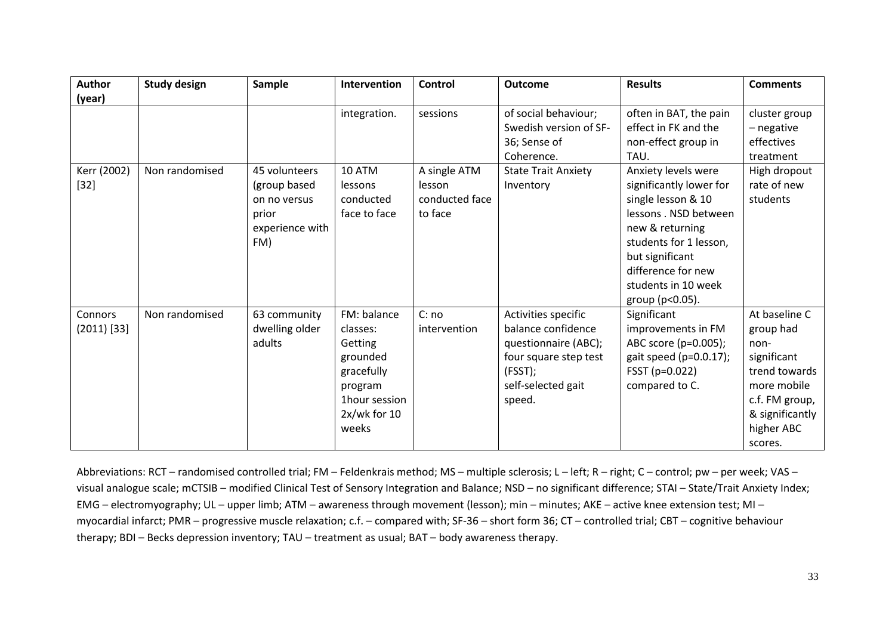| Author (year) | Study design | Sample | Intervention | Control | Outcome | Results | Comments |
|---|---|---|---|---|---|---|---|
| | | | integration. | sessions | of social behaviour; Swedish version of SF-36; Sense of Coherence. | often in BAT, the pain effect in FK and the non-effect group in TAU. | cluster group – negative effectives treatment |
| Kerr (2002) [32] | Non randomised | 45 volunteers (group based on no versus prior experience with FM) | 10 ATM lessons conducted face to face | A single ATM lesson conducted face to face | State Trait Anxiety Inventory | Anxiety levels were significantly lower for single lesson & 10 lessons . NSD between new & returning students for 1 lesson, but significant difference for new students in 10 week group ($p<0.05$). | High dropout rate of new students |
| Connors (2011) [33] | Non randomised | 63 community dwelling older adults | FM: balance classes: Getting grounded gracefully program 1hour session 2x/wk for 10 weeks | C: no intervention | Activities specific balance confidence questionnaire (ABC); four square step test (FSST); self-selected gait speed. | Significant improvements in FM ABC score ($p=0.005$); gait speed ($p=0.0.17$); FSST ($p=0.022$) compared to C. | At baseline C group had non-significant trend towards more mobile c.f. FM group, & significantly higher ABC scores. |

Abbreviations: RCT – randomised controlled trial; FM – Feldenkrais method; MS – multiple sclerosis; L – left; R – right; C – control; pw – per week; VAS – visual analogue scale; mCTSIB – modified Clinical Test of Sensory Integration and Balance; NSD – no significant difference; STAI – State/Trait Anxiety Index; EMG – electromyography; UL – upper limb; ATM – awareness through movement (lesson); min – minutes; AKE – active knee extension test; MI – myocardial infarct; PMR – progressive muscle relaxation; c.f. – compared with; SF-36 – short form 36; CT – controlled trial; CBT – cognitive behaviour therapy; BDI – Becks depression inventory; TAU – treatment as usual; BAT – body awareness therapy.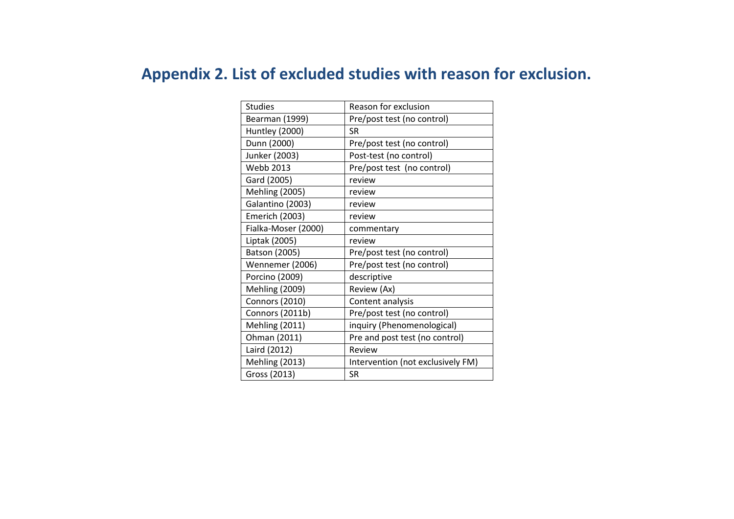# Appendix 2. List of excluded studies with reason for exclusion.

| Studies | Reason for exclusion |
|---|---|
| Bearman (1999) | Pre/post test (no control) |
| Huntley (2000) | SR |
| Dunn (2000) | Pre/post test (no control) |
| Junker (2003) | Post-test (no control) |
| Webb 2013 | Pre/post test (no control) |
| Gard (2005) | review |
| Mehling (2005) | review |
| Galantino (2003) | review |
| Emerich (2003) | review |
| Fialka-Moser (2000) | commentary |
| Liptak (2005) | review |
| Batson (2005) | Pre/post test (no control) |
| Wennemer (2006) | Pre/post test (no control) |
| Porcino (2009) | descriptive |
| Mehling (2009) | Review (Ax) |
| Connors (2010) | Content analysis |
| Connors (2011b) | Pre/post test (no control) |
| Mehling (2011) | inquiry (Phenomenological) |
| Ohman (2011) | Pre and post test (no control) |
| Laird (2012) | Review |
| Mehling (2013) | Intervention (not exclusively FM) |
| Gross (2013) | SR |